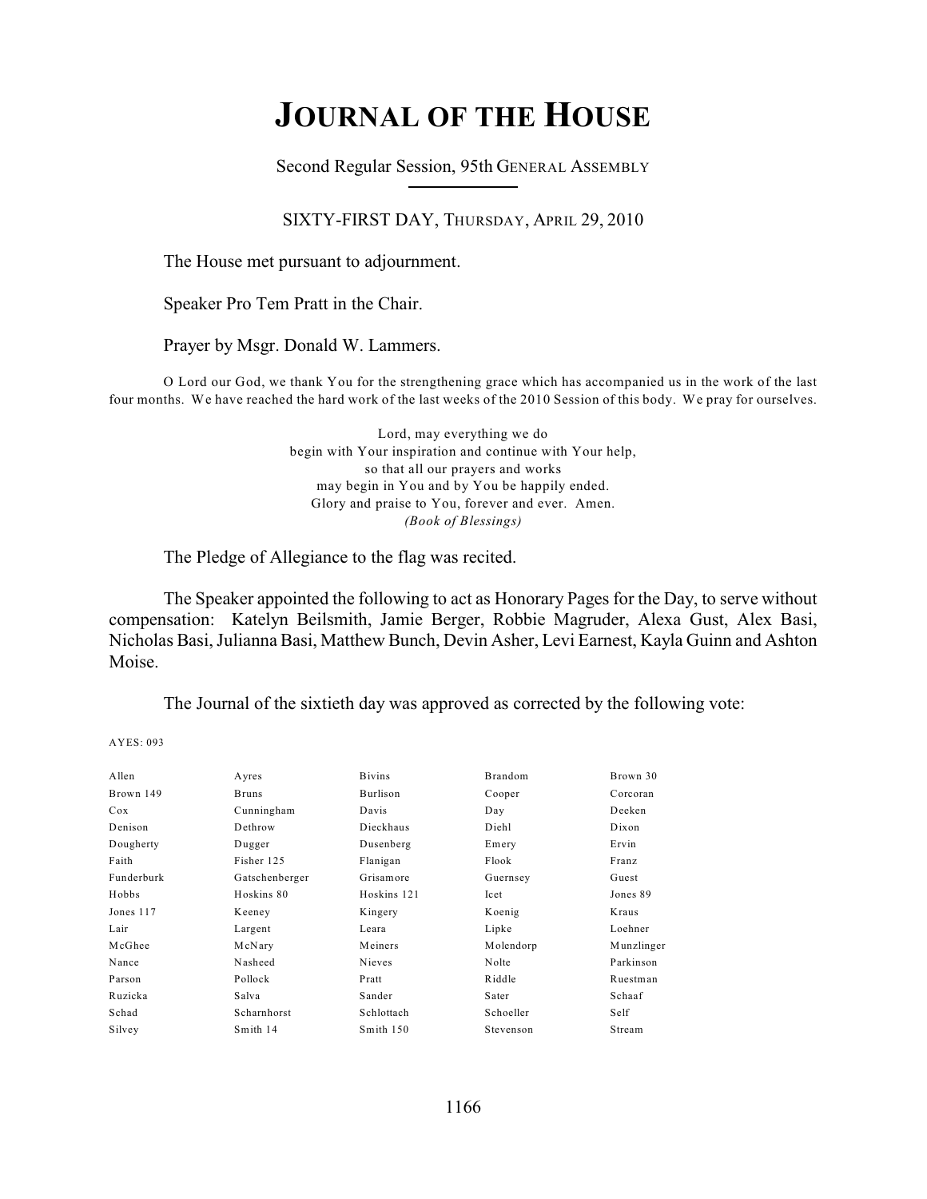# JOURNAL OF THE HOUSE

Second Regular Session, 95th GENERAL ASSEMBLY

SIXTY-FIRST DAY, THURSDAY, APRIL 29, 2010

The House met pursuant to adjournment.

Speaker Pro Tem Pratt in the Chair.

Prayer by Msgr. Donald W. Lammers.

O Lord our God, we thank You for the strengthening grace which has accompanied us in the work of the last four months. We have reached the hard work of the last weeks of the 2010 Session of this body. We pray for ourselves.

Lord, may everything we do
begin with Your inspiration and continue with Your help,
so that all our prayers and works
may begin in You and by You be happily ended.
Glory and praise to You, forever and ever. Amen.
*(Book of Blessings)*

The Pledge of Allegiance to the flag was recited.

The Speaker appointed the following to act as Honorary Pages for the Day, to serve without compensation: Katelyn Beilsmith, Jamie Berger, Robbie Magruder, Alexa Gust, Alex Basi, Nicholas Basi, Julianna Basi, Matthew Bunch, Devin Asher, Levi Earnest, Kayla Guinn and Ashton Moise.

The Journal of the sixtieth day was approved as corrected by the following vote:

AYES: 093

| | | | | |
|---|---|---|---|---|
| Allen | Ayres | Bivins | Brandom | Brown 30 |
| Brown 149 | Bruns | Burlison | Cooper | Corcoran |
| Cox | Cunningham | Davis | Day | Deeken |
| Denison | Dethrow | Dieckhaus | Diehl | Dixon |
| Dougherty | Dugger | Dusenberg | Emery | Ervin |
| Faith | Fisher 125 | Flanigan | Flook | Franz |
| Funderburk | Gatschenberger | Grisamore | Guernsey | Guest |
| Hobbs | Hoskins 80 | Hoskins 121 | Icet | Jones 89 |
| Jones 117 | Keeney | Kingery | Koenig | Kraus |
| Lair | Largent | Leara | Lipke | Loehner |
| McGhee | McNary | Meiners | Molendorp | Munzlinger |
| Nance | Nasheed | Nieves | Nolte | Parkinson |
| Parson | Pollock | Pratt | Riddle | Ruestman |
| Ruzicka | Salva | Sander | Sater | Schaaf |
| Schad | Scharnhorst | Schlottach | Schoeller | Self |
| Silvey | Smith 14 | Smith 150 | Stevenson | Stream |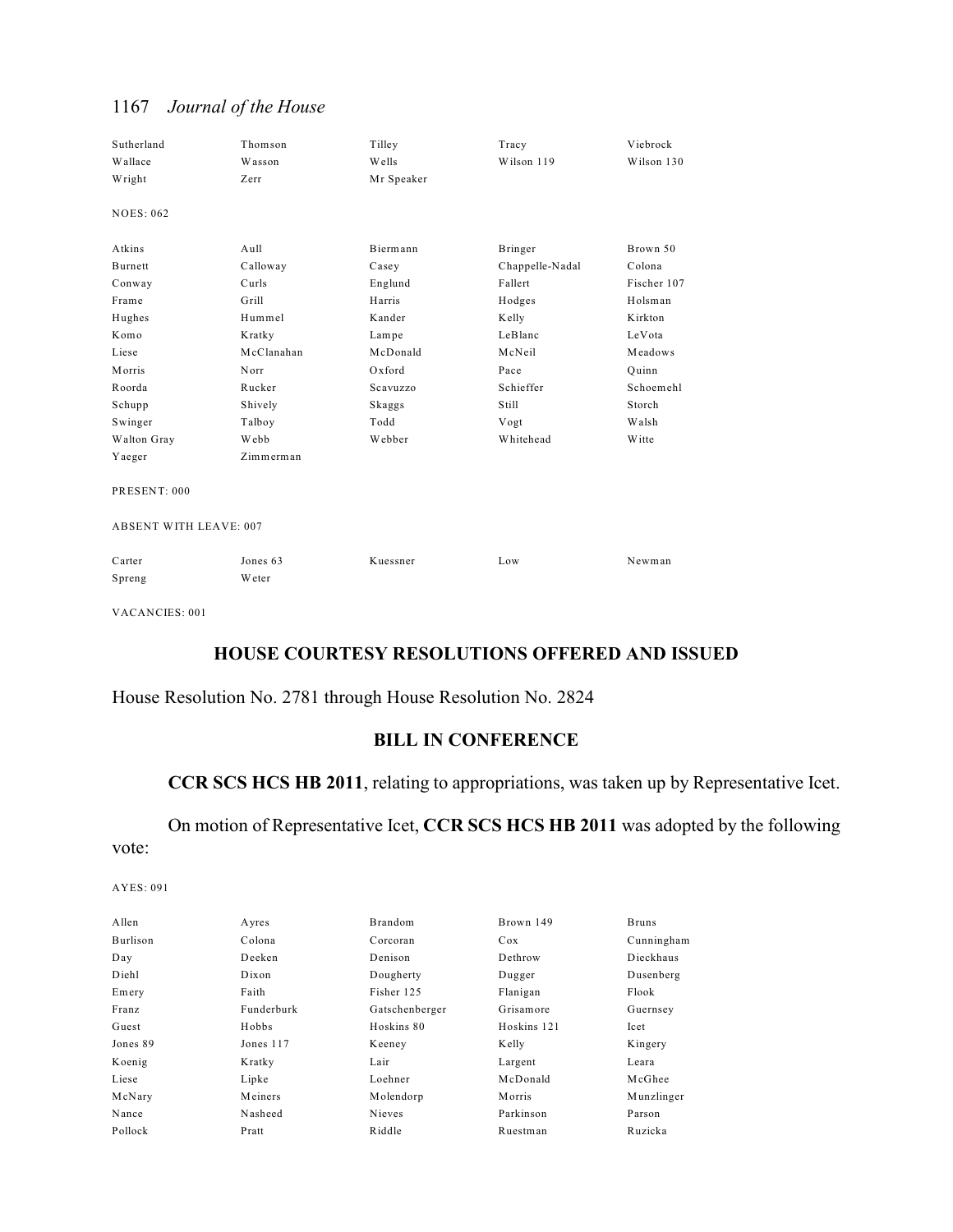| Sutherland | Thomson | Tilley | Tracy | Viebrock |
|---|---|---|---|---|
| Wallace | Wasson | Wells | Wilson 119 | Wilson 130 |
| Wright | Zerr | Mr Speaker | | |

NOES: 062

| Atkins | Aull | Biermann | Bringer | Brown 50 |
|---|---|---|---|---|
| Burnett | Calloway | Casey | Chappelle-Nadal | Colona |
| Conway | Curls | Englund | Fallert | Fischer 107 |
| Frame | Grill | Harris | Hodges | Holsman |
| Hughes | Hummel | Kander | Kelly | Kirkton |
| Komo | Kratky | Lampe | LeBlanc | LeVota |
| Liese | McClanahan | McDonald | McNeil | Meadows |
| Morris | Norr | Oxford | Pace | Quinn |
| Roorda | Rucker | Scavuzzo | Schieffer | Schoemehl |
| Schupp | Shively | Skaggs | Still | Storch |
| Swinger | Talboy | Todd | Vogt | Walsh |
| Walton Gray | Webb | Webber | Whitehead | Witte |
| Yaeger | Zimmerman | | | |

PRESENT: 000

ABSENT WITH LEAVE: 007

| Carter | Jones 63 | Kuessner | Low | Newman |
|---|---|---|---|---|
| Spreng | Weter | | | |

VACANCIES: 001

## HOUSE COURTESY RESOLUTIONS OFFERED AND ISSUED

House Resolution No. 2781 through House Resolution No. 2824

## BILL IN CONFERENCE

**CCR SCS HCS HB 2011**, relating to appropriations, was taken up by Representative Icet.

On motion of Representative Icet, **CCR SCS HCS HB 2011** was adopted by the following vote:

AYES: 091

| Allen | Ayres | Brandom | Brown 149 | Bruns |
|---|---|---|---|---|
| Burlison | Colona | Corcoran | Cox | Cunningham |
| Day | Deeken | Denison | Dethrow | Dieckhaus |
| Diehl | Dixon | Dougherty | Dugger | Dusenberg |
| Emery | Faith | Fisher 125 | Flanigan | Flook |
| Franz | Funderburk | Gatschenberger | Grisamore | Guernsey |
| Guest | Hobbs | Hoskins 80 | Hoskins 121 | Icet |
| Jones 89 | Jones 117 | Keeney | Kelly | Kingery |
| Koenig | Kratky | Lair | Largent | Leara |
| Liese | Lipke | Loehner | McDonald | McGhee |
| McNary | Meiners | Molendorp | Morris | Munzlinger |
| Nance | Nasheed | Nieves | Parkinson | Parson |
| Pollock | Pratt | Riddle | Ruestman | Ruzicka |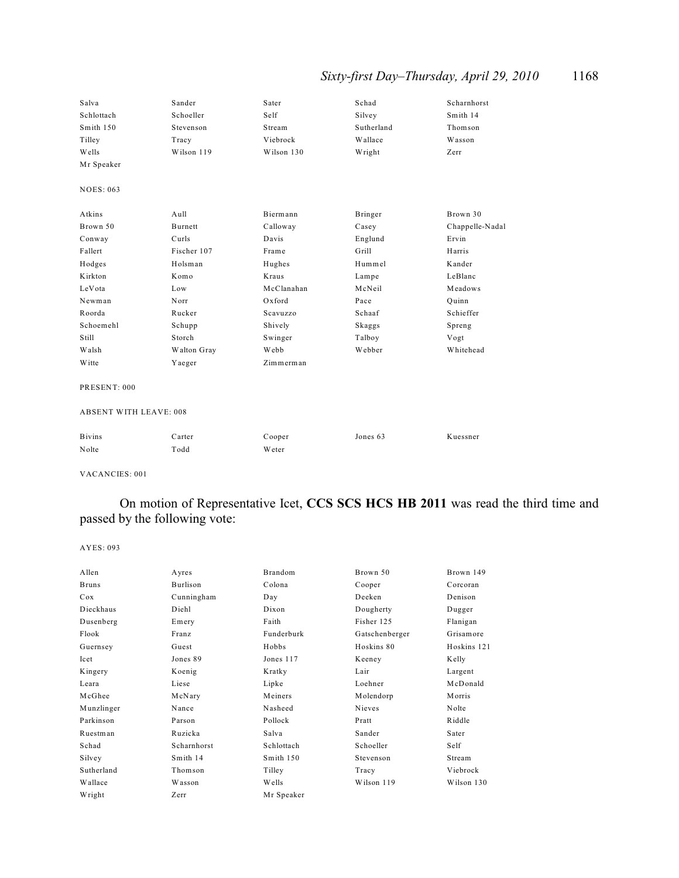| | | | | |
|---|---|---|---|---|
| Salva | Sander | Sater | Schad | Scharnhorst |
| Schlottach | Schoeller | Self | Silvey | Smith 14 |
| Smith 150 | Stevenson | Stream | Sutherland | Thomson |
| Tilley | Tracy | Viebrock | Wallace | Wasson |
| Wells | Wilson 119 | Wilson 130 | Wright | Zerr |
| Mr Speaker | | | | |

NOES: 063

| | | | | |
|---|---|---|---|---|
| Atkins | Aull | Biermann | Bringer | Brown 30 |
| Brown 50 | Burnett | Calloway | Casey | Chappelle-Nadal |
| Conway | Curls | Davis | Englund | Ervin |
| Fallert | Fischer 107 | Frame | Grill | Harris |
| Hodges | Holsman | Hughes | Hummel | Kander |
| Kirkton | Komo | Kraus | Lampe | LeBlanc |
| LeVota | Low | McClanahan | McNeil | Meadows |
| Newman | Norr | Oxford | Pace | Quinn |
| Roorda | Rucker | Scavuzzo | Schaaf | Schieffer |
| Schoemehl | Schupp | Shively | Skaggs | Spreng |
| Still | Storch | Swinger | Talboy | Vogt |
| Walsh | Walton Gray | Webb | Webber | Whitehead |
| Witte | Yaeger | Zimmerman | | |

PRESENT: 000

ABSENT WITH LEAVE: 008

| | | | | |
|---|---|---|---|---|
| Bivins | Carter | Cooper | Jones 63 | Kuessner |
| Nolte | Todd | Weter | | |

VACANCIES: 001

On motion of Representative Icet, **CCS SCS HCS HB 2011** was read the third time and passed by the following vote:

AYES: 093

| | | | | |
|---|---|---|---|---|
| Allen | Ayres | Brandom | Brown 50 | Brown 149 |
| Bruns | Burlison | Colona | Cooper | Corcoran |
| Cox | Cunningham | Day | Deeken | Denison |
| Dieckhaus | Diehl | Dixon | Dougherty | Dugger |
| Dusenberg | Emery | Faith | Fisher 125 | Flanigan |
| Flook | Franz | Funderburk | Gatschenberger | Grisamore |
| Guernsey | Guest | Hobbs | Hoskins 80 | Hoskins 121 |
| Icet | Jones 89 | Jones 117 | Keeney | Kelly |
| Kingery | Koenig | Kratky | Lair | Largent |
| Leara | Liese | Lipke | Loehner | McDonald |
| McGhee | McNary | Meiners | Molendorp | Morris |
| Munzlinger | Nance | Nasheed | Nieves | Nolte |
| Parkinson | Parson | Pollock | Pratt | Riddle |
| Ruestman | Ruzicka | Salva | Sander | Sater |
| Schad | Scharnhorst | Schlottach | Schoeller | Self |
| Silvey | Smith 14 | Smith 150 | Stevenson | Stream |
| Sutherland | Thomson | Tilley | Tracy | Viebrock |
| Wallace | Wasson | Wells | Wilson 119 | Wilson 130 |
| Wright | Zerr | Mr Speaker | | |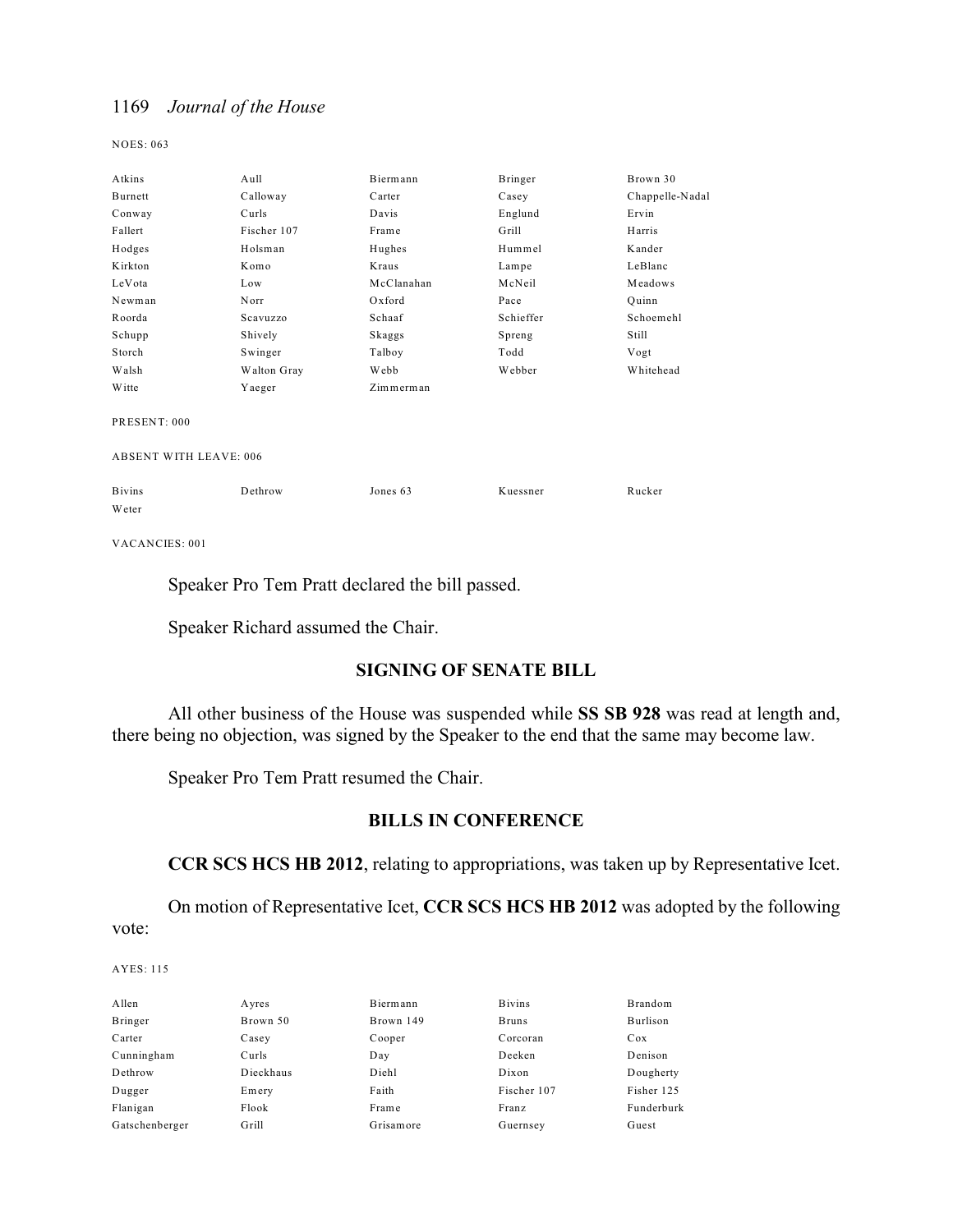NOES: 063

| | | | | |
|---|---|---|---|---|
| Atkins | Aull | Biermann | Bringer | Brown 30 |
| Burnett | Calloway | Carter | Casey | Chappelle-Nadal |
| Conway | Curls | Davis | Englund | Ervin |
| Fallert | Fischer 107 | Frame | Grill | Harris |
| Hodges | Holsman | Hughes | Hummel | Kander |
| Kirkton | Komo | Kraus | Lampe | LeBlanc |
| LeVota | Low | McClanahan | McNeil | Meadows |
| Newman | Norr | Oxford | Pace | Quinn |
| Roorda | Scavuzzo | Schaaf | Schieffer | Schoemehl |
| Schupp | Shively | Skaggs | Spreng | Still |
| Storch | Swinger | Talboy | Todd | Vogt |
| Walsh | Walton Gray | Webb | Webber | Whitehead |
| Witte | Yaeger | Zimmerman | | |

PRESENT: 000

ABSENT WITH LEAVE: 006

| | | | | |
|---|---|---|---|---|
| Bivins | Dethrow | Jones 63 | Kuessner | Rucker |
| Weter | | | | |

VACANCIES: 001

Speaker Pro Tem Pratt declared the bill passed.

Speaker Richard assumed the Chair.

## SIGNING OF SENATE BILL

All other business of the House was suspended while **SS SB 928** was read at length and, there being no objection, was signed by the Speaker to the end that the same may become law.

Speaker Pro Tem Pratt resumed the Chair.

## BILLS IN CONFERENCE

**CCR SCS HCS HB 2012**, relating to appropriations, was taken up by Representative Icet.

On motion of Representative Icet, **CCR SCS HCS HB 2012** was adopted by the following vote:

AYES: 115

| | | | | |
|---|---|---|---|---|
| Allen | Ayres | Biermann | Bivins | Brandom |
| Bringer | Brown 50 | Brown 149 | Bruns | Burlison |
| Carter | Casey | Cooper | Corcoran | Cox |
| Cunningham | Curls | Day | Deeken | Denison |
| Dethrow | Dieckhaus | Diehl | Dixon | Dougherty |
| Dugger | Emery | Faith | Fischer 107 | Fisher 125 |
| Flanigan | Flook | Frame | Franz | Funderburk |
| Gatschenberger | Grill | Grisamore | Guernsey | Guest |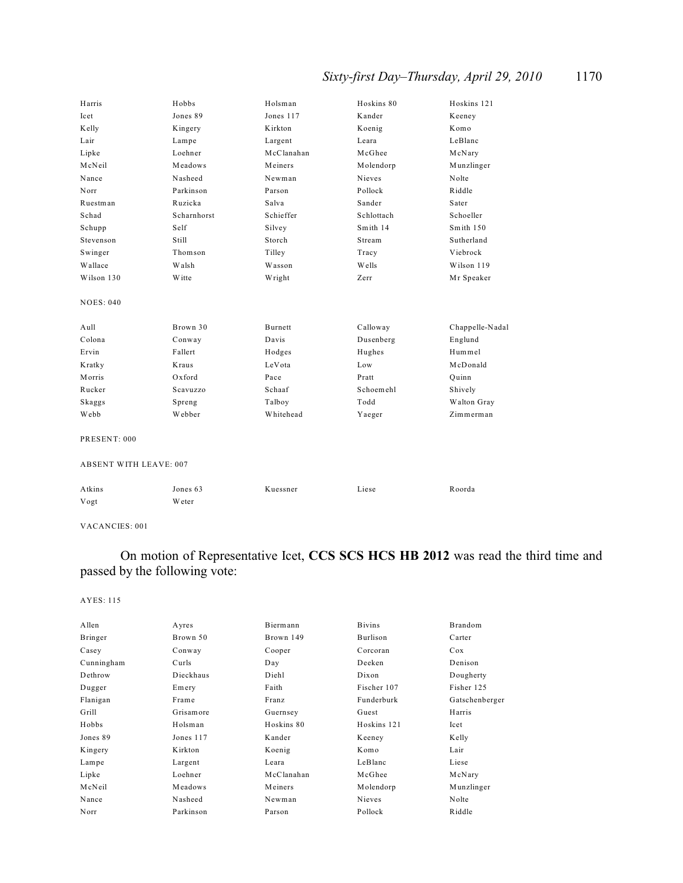| | | | | |
|---|---|---|---|---|
| Harris | Hobbs | Holsman | Hoskins 80 | Hoskins 121 |
| Icet | Jones 89 | Jones 117 | Kander | Keeney |
| Kelly | Kingery | Kirkton | Koenig | Komo |
| Lair | Lampe | Largent | Leara | LeBlanc |
| Lipke | Loehner | McClanahan | McGhee | McNary |
| McNeil | Meadows | Meiners | Molendorp | Munzlinger |
| Nance | Nasheed | Newman | Nieves | Nolte |
| Norr | Parkinson | Parson | Pollock | Riddle |
| Ruestman | Ruzicka | Salva | Sander | Sater |
| Schad | Scharnhorst | Schieffer | Schlottach | Schoeller |
| Schupp | Self | Silvey | Smith 14 | Smith 150 |
| Stevenson | Still | Storch | Stream | Sutherland |
| Swinger | Thomson | Tilley | Tracy | Viebrock |
| Wallace | Walsh | Wasson | Wells | Wilson 119 |
| Wilson 130 | Witte | Wright | Zerr | Mr Speaker |

NOES: 040

| | | | | |
|---|---|---|---|---|
| Aull | Brown 30 | Burnett | Calloway | Chappelle-Nadal |
| Colona | Conway | Davis | Dusenberg | Englund |
| Ervin | Fallert | Hodges | Hughes | Hummel |
| Kratky | Kraus | LeVota | Low | McDonald |
| Morris | Oxford | Pace | Pratt | Quinn |
| Rucker | Scavuzzo | Schaaf | Schoemehl | Shively |
| Skaggs | Spreng | Talboy | Todd | Walton Gray |
| Webb | Webber | Whitehead | Yaeger | Zimmerman |

PRESENT: 000

ABSENT WITH LEAVE: 007

| | | | | |
|---|---|---|---|---|
| Atkins | Jones 63 | Kuessner | Liese | Roorda |
| Vogt | Weter | | | |

VACANCIES: 001

On motion of Representative Icet, **CCS SCS HCS HB 2012** was read the third time and passed by the following vote:

AYES: 115

| | | | | |
|---|---|---|---|---|
| Allen | Ayres | Biermann | Bivins | Brandom |
| Bringer | Brown 50 | Brown 149 | Burlison | Carter |
| Casey | Conway | Cooper | Corcoran | Cox |
| Cunningham | Curls | Day | Deeken | Denison |
| Dethrow | Dieckhaus | Diehl | Dixon | Dougherty |
| Dugger | Emery | Faith | Fischer 107 | Fisher 125 |
| Flanigan | Frame | Franz | Funderburk | Gatschenberger |
| Grill | Grisamore | Guernsey | Guest | Harris |
| Hobbs | Holsman | Hoskins 80 | Hoskins 121 | Icet |
| Jones 89 | Jones 117 | Kander | Keeney | Kelly |
| Kingery | Kirkton | Koenig | Komo | Lair |
| Lampe | Largent | Leara | LeBlanc | Liese |
| Lipke | Loehner | McClanahan | McGhee | McNary |
| McNeil | Meadows | Meiners | Molendorp | Munzlinger |
| Nance | Nasheed | Newman | Nieves | Nolte |
| Norr | Parkinson | Parson | Pollock | Riddle |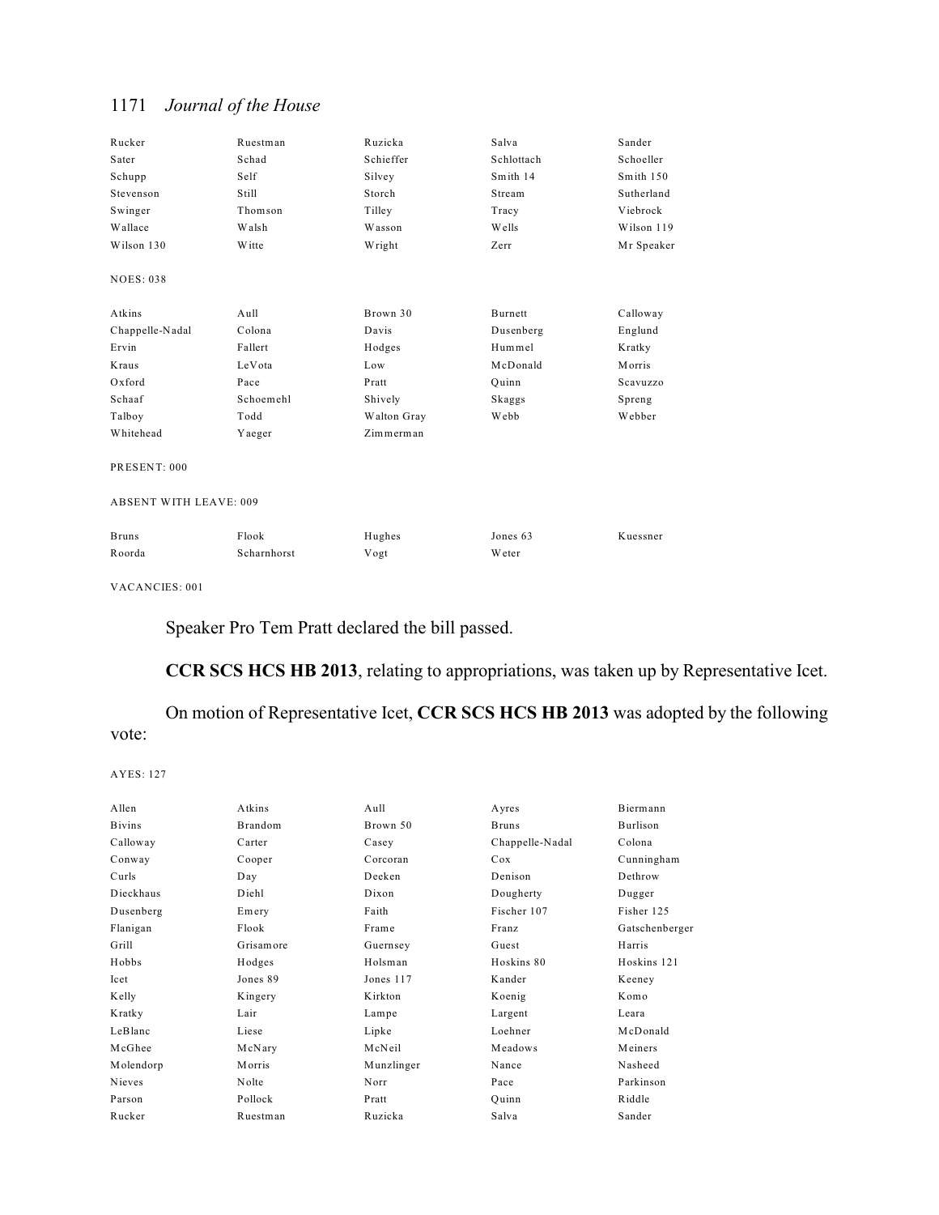| | | | | |
|---|---|---|---|---|
| Rucker | Ruestman | Ruzicka | Salva | Sander |
| Sater | Schad | Schieffer | Schlottach | Schoeller |
| Schupp | Self | Silvey | Smith 14 | Smith 150 |
| Stevenson | Still | Storch | Stream | Sutherland |
| Swinger | Thomson | Tilley | Tracy | Viebrock |
| Wallace | Walsh | Wasson | Wells | Wilson 119 |
| Wilson 130 | Witte | Wright | Zerr | Mr Speaker |

NOES: 038

| | | | | |
|---|---|---|---|---|
| Atkins | Aull | Brown 30 | Burnett | Calloway |
| Chappelle-Nadal | Colona | Davis | Dusenberg | Englund |
| Ervin | Fallert | Hodges | Hummel | Kratky |
| Kraus | LeVota | Low | McDonald | Morris |
| Oxford | Pace | Pratt | Quinn | Scavuzzo |
| Schaaf | Schoemehl | Shively | Skaggs | Spreng |
| Talboy | Todd | Walton Gray | Webb | Webber |
| Whitehead | Yaeger | Zimmerman | | |

PRESENT: 000

ABSENT WITH LEAVE: 009

| | | | | |
|---|---|---|---|---|
| Bruns | Flook | Hughes | Jones 63 | Kuessner |
| Roorda | Scharnhorst | Vogt | Weter | |

VACANCIES: 001

Speaker Pro Tem Pratt declared the bill passed.

**CCR SCS HCS HB 2013**, relating to appropriations, was taken up by Representative Icet.

On motion of Representative Icet, **CCR SCS HCS HB 2013** was adopted by the following vote:

AYES: 127

| | | | | |
|---|---|---|---|---|
| Allen | Atkins | Aull | Ayres | Biermann |
| Bivins | Brandom | Brown 50 | Bruns | Burlison |
| Calloway | Carter | Casey | Chappelle-Nadal | Colona |
| Conway | Cooper | Corcoran | Cox | Cunningham |
| Curls | Day | Deeken | Denison | Dethrow |
| Dieckhaus | Diehl | Dixon | Dougherty | Dugger |
| Dusenberg | Emery | Faith | Fischer 107 | Fisher 125 |
| Flanigan | Flook | Frame | Franz | Gatschenberger |
| Grill | Grisamore | Guernsey | Guest | Harris |
| Hobbs | Hodges | Holsman | Hoskins 80 | Hoskins 121 |
| Icet | Jones 89 | Jones 117 | Kander | Keeney |
| Kelly | Kingery | Kirkton | Koenig | Komo |
| Kratky | Lair | Lampe | Largent | Leara |
| LeBlanc | Liese | Lipke | Loehner | McDonald |
| McGhee | McNary | McNeil | Meadows | Meiners |
| Molendorp | Morris | Munzlinger | Nance | Nasheed |
| Nieves | Nolte | Norr | Pace | Parkinson |
| Parson | Pollock | Pratt | Quinn | Riddle |
| Rucker | Ruestman | Ruzicka | Salva | Sander |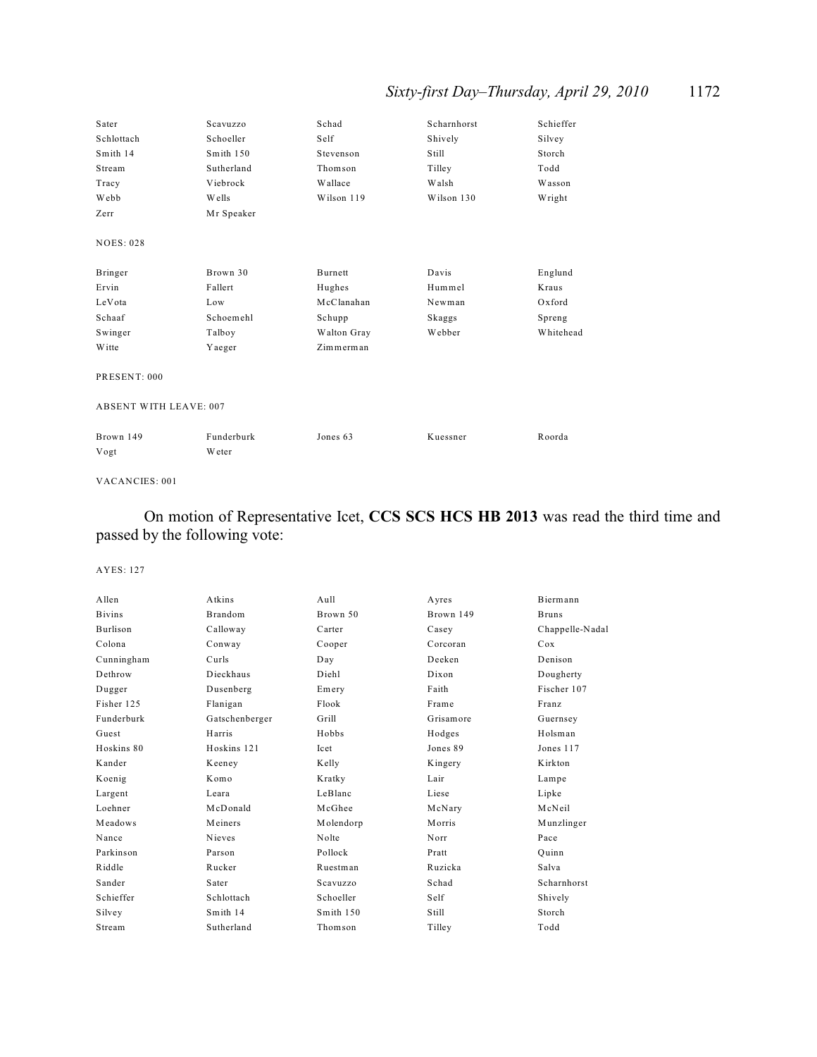| | | | | |
|---|---|---|---|---|
| Sater | Scavuzzo | Schad | Scharnhorst | Schieffer |
| Schlottach | Schoeller | Self | Shively | Silvey |
| Smith 14 | Smith 150 | Stevenson | Still | Storch |
| Stream | Sutherland | Thomson | Tilley | Todd |
| Tracy | Viebrock | Wallace | Walsh | Wasson |
| Webb | Wells | Wilson 119 | Wilson 130 | Wright |
| Zerr | Mr Speaker | | | |

NOES: 028

| | | | | |
|---|---|---|---|---|
| Bringer | Brown 30 | Burnett | Davis | Englund |
| Ervin | Fallert | Hughes | Hummel | Kraus |
| LeVota | Low | McClanahan | Newman | Oxford |
| Schaaf | Schoemehl | Schupp | Skaggs | Spreng |
| Swinger | Talboy | Walton Gray | Webber | Whitehead |
| Witte | Yaeger | Zimmerman | | |

PRESENT: 000

ABSENT WITH LEAVE: 007

| | | | | |
|---|---|---|---|---|
| Brown 149 | Funderburk | Jones 63 | Kuessner | Roorda |
| Vogt | Weter | | | |

VACANCIES: 001

On motion of Representative Icet, **CCS SCS HCS HB 2013** was read the third time and passed by the following vote:

AYES: 127

| | | | | |
|---|---|---|---|---|
| Allen | Atkins | Aull | Ayres | Biermann |
| Bivins | Brandom | Brown 50 | Brown 149 | Bruns |
| Burlison | Calloway | Carter | Casey | Chappelle-Nadal |
| Colona | Conway | Cooper | Corcoran | Cox |
| Cunningham | Curls | Day | Deeken | Denison |
| Dethrow | Dieckhaus | Diehl | Dixon | Dougherty |
| Dugger | Dusenberg | Emery | Faith | Fischer 107 |
| Fisher 125 | Flanigan | Flook | Frame | Franz |
| Funderburk | Gatschenberger | Grill | Grisamore | Guernsey |
| Guest | Harris | Hobbs | Hodges | Holsman |
| Hoskins 80 | Hoskins 121 | Icet | Jones 89 | Jones 117 |
| Kander | Keeney | Kelly | Kingery | Kirkton |
| Koenig | Komo | Kratky | Lair | Lampe |
| Largent | Leara | LeBlanc | Liese | Lipke |
| Loehner | McDonald | McGhee | McNary | McNeil |
| Meadows | Meiners | Molendorp | Morris | Munzlinger |
| Nance | Nieves | Nolte | Norr | Pace |
| Parkinson | Parson | Pollock | Pratt | Quinn |
| Riddle | Rucker | Ruestman | Ruzicka | Salva |
| Sander | Sater | Scavuzzo | Schad | Scharnhorst |
| Schieffer | Schlottach | Schoeller | Self | Shively |
| Silvey | Smith 14 | Smith 150 | Still | Storch |
| Stream | Sutherland | Thomson | Tilley | Todd |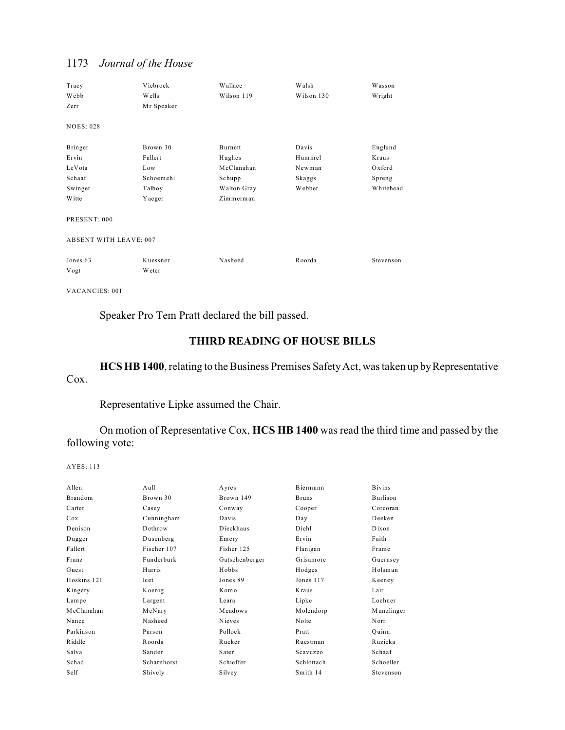| | | | | |
|---|---|---|---|---|
| Tracy | Viebrock | Wallace | Walsh | Wasson |
| Webb | Wells | Wilson 119 | Wilson 130 | Wright |
| Zerr | Mr Speaker | | | |

NOES: 028

| | | | | |
|---|---|---|---|---|
| Bringer | Brown 30 | Burnett | Davis | Englund |
| Ervin | Fallert | Hughes | Hummel | Kraus |
| LeVota | Low | McClanahan | Newman | Oxford |
| Schaaf | Schoemehl | Schupp | Skaggs | Spreng |
| Swinger | Talboy | Walton Gray | Webber | Whitehead |
| Witte | Yaeger | Zimmerman | | |

PRESENT: 000

ABSENT WITH LEAVE: 007

| | | | | |
|---|---|---|---|---|
| Jones 63 | Kuessner | Nasheed | Roorda | Stevenson |
| Vogt | Weter | | | |

VACANCIES: 001

Speaker Pro Tem Pratt declared the bill passed.

## THIRD READING OF HOUSE BILLS

**HCS HB 1400**, relating to the Business Premises Safety Act, was taken up by Representative Cox.

Representative Lipke assumed the Chair.

On motion of Representative Cox, **HCS HB 1400** was read the third time and passed by the following vote:

AYES: 113

| | | | | |
|---|---|---|---|---|
| Allen | Aull | Ayres | Biermann | Bivins |
| Brandom | Brown 30 | Brown 149 | Bruns | Burlison |
| Carter | Casey | Conway | Cooper | Corcoran |
| Cox | Cunningham | Davis | Day | Deeken |
| Denison | Dethrow | Dieckhaus | Diehl | Dixon |
| Dugger | Dusenberg | Emery | Ervin | Faith |
| Fallert | Fischer 107 | Fisher 125 | Flanigan | Frame |
| Franz | Funderburk | Gatschenberger | Grisamore | Guernsey |
| Guest | Harris | Hobbs | Hodges | Holsman |
| Hoskins 121 | Icet | Jones 89 | Jones 117 | Keeney |
| Kingery | Koenig | Komo | Kraus | Lair |
| Lampe | Largent | Leara | Lipke | Loehner |
| McClanahan | McNary | Meadows | Molendorp | Munzlinger |
| Nance | Nasheed | Nieves | Nolte | Norr |
| Parkinson | Parson | Pollock | Pratt | Quinn |
| Riddle | Roorda | Rucker | Ruestman | Ruzicka |
| Salva | Sander | Sater | Scavuzzo | Schaaf |
| Schad | Scharnhorst | Schieffer | Schlottach | Schoeller |
| Self | Shively | Silvey | Smith 14 | Stevenson |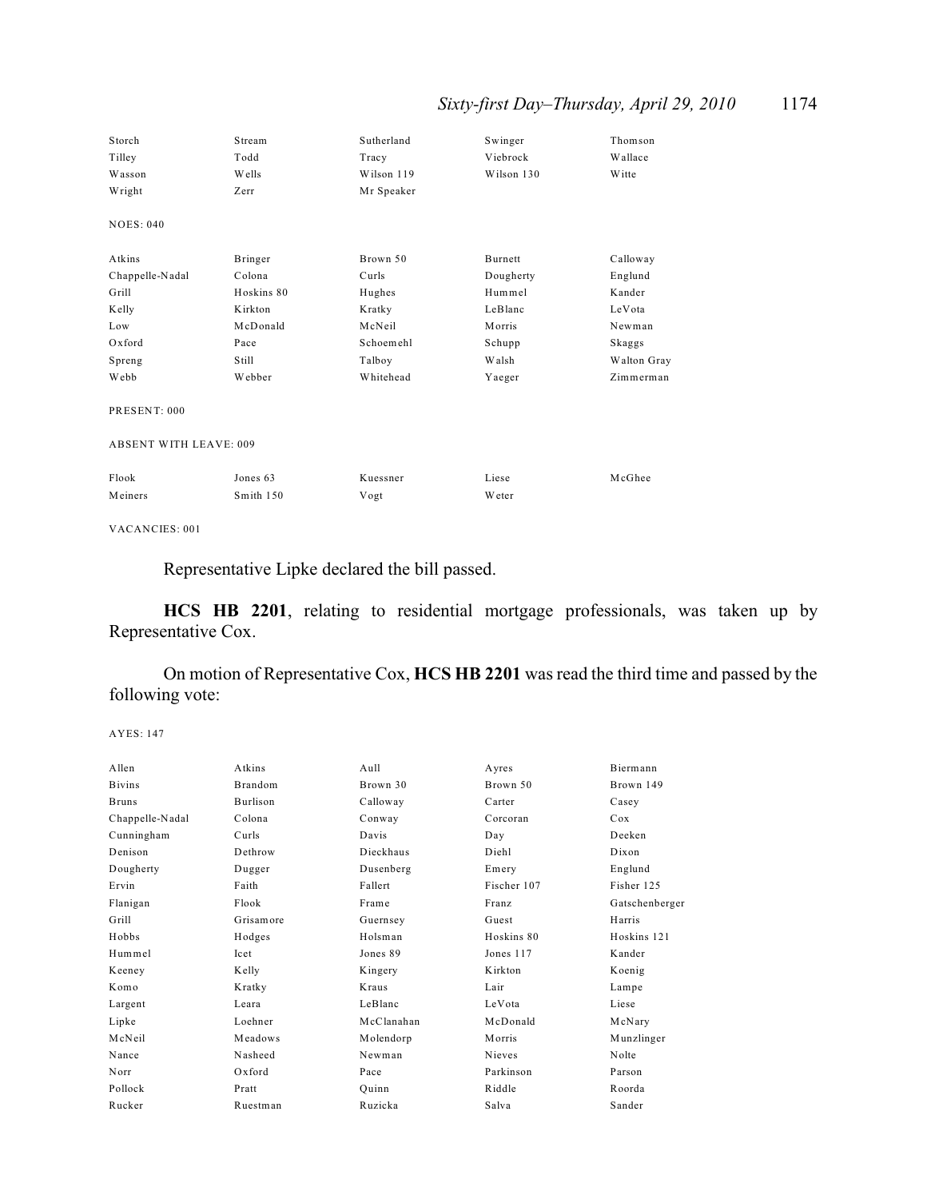| | | | | |
|---|---|---|---|---|
| Storch | Stream | Sutherland | Swinger | Thomson |
| Tilley | Todd | Tracy | Viebrock | Wallace |
| Wasson | Wells | Wilson 119 | Wilson 130 | Witte |
| Wright | Zerr | Mr Speaker | | |

NOES: 040

| | | | | |
|---|---|---|---|---|
| Atkins | Bringer | Brown 50 | Burnett | Calloway |
| Chappelle-Nadal | Colona | Curls | Dougherty | Englund |
| Grill | Hoskins 80 | Hughes | Hummel | Kander |
| Kelly | Kirkton | Kratky | LeBlanc | LeVota |
| Low | McDonald | McNeil | Morris | Newman |
| Oxford | Pace | Schoemehl | Schupp | Skaggs |
| Spreng | Still | Talboy | Walsh | Walton Gray |
| Webb | Webber | Whitehead | Yaeger | Zimmerman |

PRESENT: 000

ABSENT WITH LEAVE: 009

| | | | | |
|---|---|---|---|---|
| Flook | Jones 63 | Kuessner | Liese | McGhee |
| Meiners | Smith 150 | Vogt | Weter | |

VACANCIES: 001

Representative Lipke declared the bill passed.

**HCS HB 2201**, relating to residential mortgage professionals, was taken up by Representative Cox.

On motion of Representative Cox, **HCS HB 2201** was read the third time and passed by the following vote:

AYES: 147

| | | | | |
|---|---|---|---|---|
| Allen | Atkins | Aull | Ayres | Biermann |
| Bivins | Brandom | Brown 30 | Brown 50 | Brown 149 |
| Bruns | Burlison | Calloway | Carter | Casey |
| Chappelle-Nadal | Colona | Conway | Corcoran | Cox |
| Cunningham | Curls | Davis | Day | Deeken |
| Denison | Dethrow | Dieckhaus | Diehl | Dixon |
| Dougherty | Dugger | Dusenberg | Emery | Englund |
| Ervin | Faith | Fallert | Fischer 107 | Fisher 125 |
| Flanigan | Flook | Frame | Franz | Gatschenberger |
| Grill | Grisamore | Guernsey | Guest | Harris |
| Hobbs | Hodges | Holsman | Hoskins 80 | Hoskins 121 |
| Hummel | Icet | Jones 89 | Jones 117 | Kander |
| Keeney | Kelly | Kingery | Kirkton | Koenig |
| Komo | Kratky | Kraus | Lair | Lampe |
| Largent | Leara | LeBlanc | LeVota | Liese |
| Lipke | Loehner | McClanahan | McDonald | McNary |
| McNeil | Meadows | Molendorp | Morris | Munzlinger |
| Nance | Nasheed | Newman | Nieves | Nolte |
| Norr | Oxford | Pace | Parkinson | Parson |
| Pollock | Pratt | Quinn | Riddle | Roorda |
| Rucker | Ruestman | Ruzicka | Salva | Sander |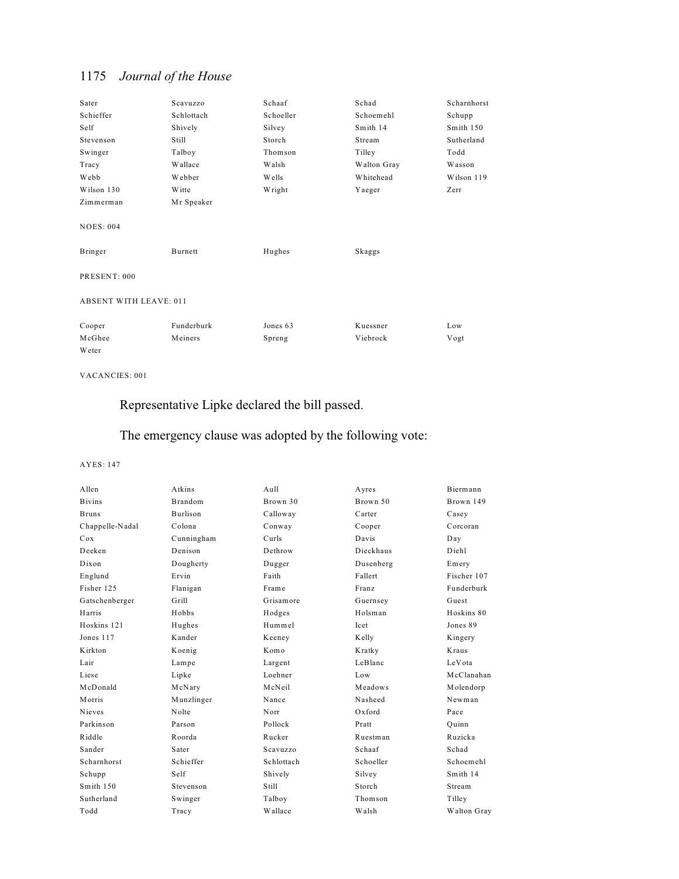| | | | | |
|---|---|---|---|---|
| Sater | Scavuzzo | Schaaf | Schad | Scharnhorst |
| Schieffer | Schlottach | Schoeller | Schoemehl | Schupp |
| Self | Shively | Silvey | Smith 14 | Smith 150 |
| Stevenson | Still | Storch | Stream | Sutherland |
| Swinger | Talboy | Thomson | Tilley | Todd |
| Tracy | Wallace | Walsh | Walton Gray | Wasson |
| Webb | Webber | Wells | Whitehead | Wilson 119 |
| Wilson 130 | Witte | Wright | Yaeger | Zerr |
| Zimmerman | Mr Speaker | | | |

NOES: 004

| | | | |
|---|---|---|---|
| Bringer | Burnett | Hughes | Skaggs |

PRESENT: 000

ABSENT WITH LEAVE: 011

| | | | | |
|---|---|---|---|---|
| Cooper | Funderburk | Jones 63 | Kuessner | Low |
| McGhee | Meiners | Spreng | Viebrock | Vogt |
| Weter | | | | |

VACANCIES: 001

Representative Lipke declared the bill passed.

The emergency clause was adopted by the following vote:

AYES: 147

| | | | | |
|---|---|---|---|---|
| Allen | Atkins | Aull | Ayres | Biermann |
| Bivins | Brandom | Brown 30 | Brown 50 | Brown 149 |
| Bruns | Burlison | Calloway | Carter | Casey |
| Chappelle-Nadal | Colona | Conway | Cooper | Corcoran |
| Cox | Cunningham | Curls | Davis | Day |
| Deeken | Denison | Dethrow | Dieckhaus | Diehl |
| Dixon | Dougherty | Dugger | Dusenberg | Emery |
| Englund | Ervin | Faith | Fallert | Fischer 107 |
| Fisher 125 | Flanigan | Frame | Franz | Funderburk |
| Gatschenberger | Grill | Grisamore | Guernsey | Guest |
| Harris | Hobbs | Hodges | Holsman | Hoskins 80 |
| Hoskins 121 | Hughes | Hummel | Icet | Jones 89 |
| Jones 117 | Kander | Keeney | Kelly | Kingery |
| Kirkton | Koenig | Komo | Kratky | Kraus |
| Lair | Lampe | Largent | LeBlanc | LeVota |
| Liese | Lipke | Loehner | Low | McClanahan |
| McDonald | McNary | McNeil | Meadows | Molendorp |
| Morris | Munzlinger | Nance | Nasheed | Newman |
| Nieves | Nolte | Norr | Oxford | Pace |
| Parkinson | Parson | Pollock | Pratt | Quinn |
| Riddle | Roorda | Rucker | Ruestman | Ruzicka |
| Sander | Sater | Scavuzzo | Schaaf | Schad |
| Scharnhorst | Schieffer | Schlottach | Schoeller | Schoemehl |
| Schupp | Self | Shively | Silvey | Smith 14 |
| Smith 150 | Stevenson | Still | Storch | Stream |
| Sutherland | Swinger | Talboy | Thomson | Tilley |
| Todd | Tracy | Wallace | Walsh | Walton Gray |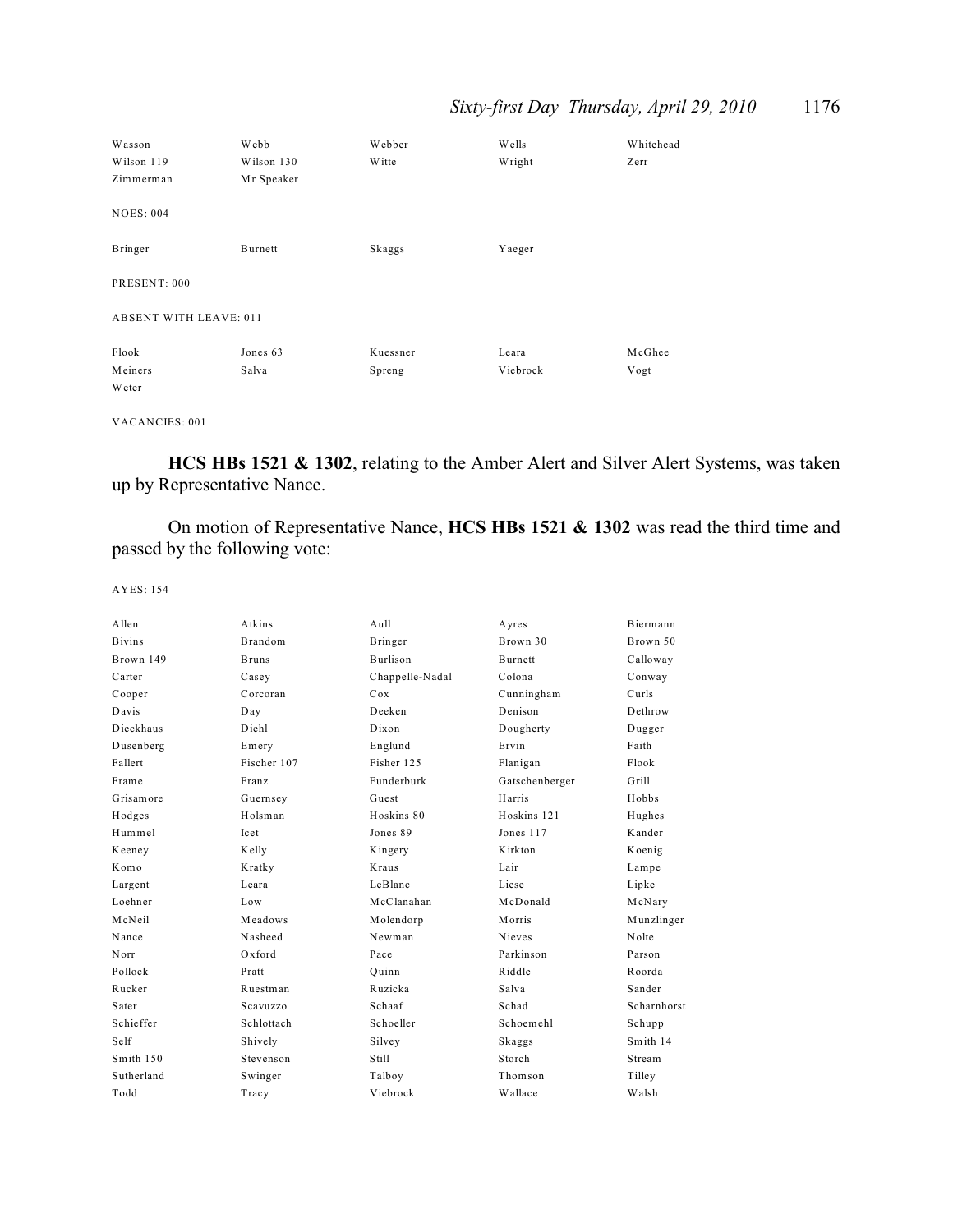| | | | | |
|---|---|---|---|---|
| Wasson | Webb | Webber | Wells | Whitehead |
| Wilson 119 | Wilson 130 | Witte | Wright | Zerr |
| Zimmerman | Mr Speaker | | | |

NOES: 004

| | | | |
|---|---|---|---|
| Bringer | Burnett | Skaggs | Yaeger |

PRESENT: 000

ABSENT WITH LEAVE: 011

| | | | | |
|---|---|---|---|---|
| Flook | Jones 63 | Kuessner | Leara | McGhee |
| Meiners | Salva | Spreng | Viebrock | Vogt |
| Weter | | | | |

VACANCIES: 001

**HCS HBs 1521 & 1302**, relating to the Amber Alert and Silver Alert Systems, was taken up by Representative Nance.

On motion of Representative Nance, **HCS HBs 1521 & 1302** was read the third time and passed by the following vote:

AYES: 154

| | | | | |
|---|---|---|---|---|
| Allen | Atkins | Aull | Ayres | Biermann |
| Bivins | Brandom | Bringer | Brown 30 | Brown 50 |
| Brown 149 | Bruns | Burlison | Burnett | Calloway |
| Carter | Casey | Chappelle-Nadal | Colona | Conway |
| Cooper | Corcoran | Cox | Cunningham | Curls |
| Davis | Day | Deeken | Denison | Dethrow |
| Dieckhaus | Diehl | Dixon | Dougherty | Dugger |
| Dusenberg | Emery | Englund | Ervin | Faith |
| Fallert | Fischer 107 | Fisher 125 | Flanigan | Flook |
| Frame | Franz | Funderburk | Gatschenberger | Grill |
| Grisamore | Guernsey | Guest | Harris | Hobbs |
| Hodges | Holsman | Hoskins 80 | Hoskins 121 | Hughes |
| Hummel | Icet | Jones 89 | Jones 117 | Kander |
| Keeney | Kelly | Kingery | Kirkton | Koenig |
| Komo | Kratky | Kraus | Lair | Lampe |
| Largent | Leara | LeBlanc | Liese | Lipke |
| Loehner | Low | McClanahan | McDonald | McNary |
| McNeil | Meadows | Molendorp | Morris | Munzlinger |
| Nance | Nasheed | Newman | Nieves | Nolte |
| Norr | Oxford | Pace | Parkinson | Parson |
| Pollock | Pratt | Quinn | Riddle | Roorda |
| Rucker | Ruestman | Ruzicka | Salva | Sander |
| Sater | Scavuzzo | Schaaf | Schad | Scharnhorst |
| Schieffer | Schlottach | Schoeller | Schoemehl | Schupp |
| Self | Shively | Silvey | Skaggs | Smith 14 |
| Smith 150 | Stevenson | Still | Storch | Stream |
| Sutherland | Swinger | Talboy | Thomson | Tilley |
| Todd | Tracy | Viebrock | Wallace | Walsh |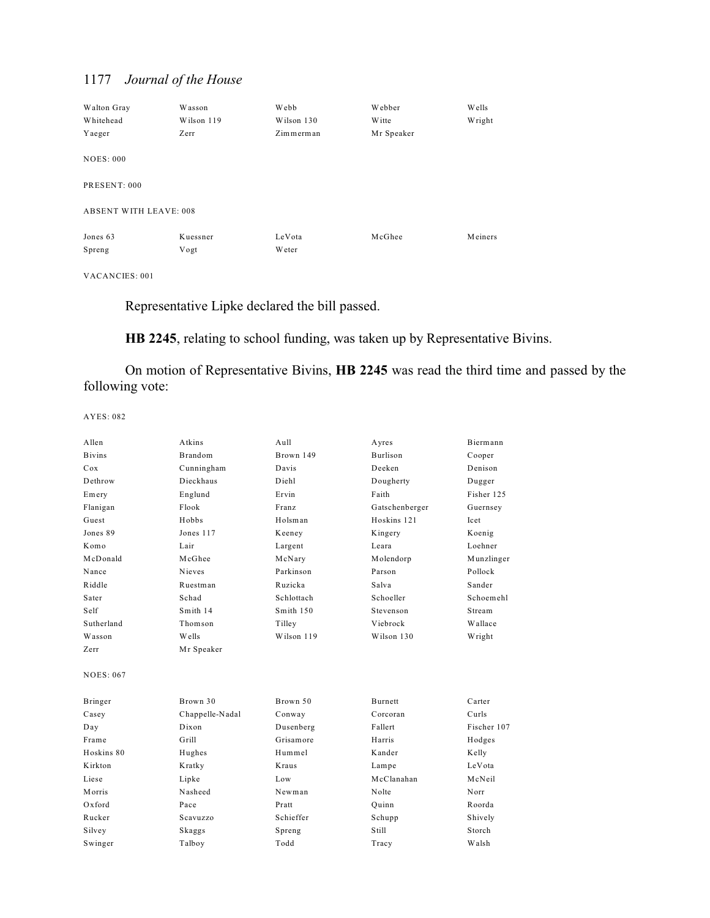| | | | | |
|---|---|---|---|---|
| Walton Gray | Wasson | Webb | Webber | Wells |
| Whitehead | Wilson 119 | Wilson 130 | Witte | Wright |
| Yaeger | Zerr | Zimmerman | Mr Speaker | |

NOES: 000

PRESENT: 000

ABSENT WITH LEAVE: 008

| | | | | |
|---|---|---|---|---|
| Jones 63 | Kuessner | LeVota | McGhee | Meiners |
| Spreng | Vogt | Weter | | |

VACANCIES: 001

Representative Lipke declared the bill passed.

**HB 2245**, relating to school funding, was taken up by Representative Bivins.

On motion of Representative Bivins, **HB 2245** was read the third time and passed by the following vote:

AYES: 082

| | | | | |
|---|---|---|---|---|
| Allen | Atkins | Aull | Ayres | Biermann |
| Bivins | Brandom | Brown 149 | Burlison | Cooper |
| Cox | Cunningham | Davis | Deeken | Denison |
| Dethrow | Dieckhaus | Diehl | Dougherty | Dugger |
| Emery | Englund | Ervin | Faith | Fisher 125 |
| Flanigan | Flook | Franz | Gatschenberger | Guernsey |
| Guest | Hobbs | Holsman | Hoskins 121 | Icet |
| Jones 89 | Jones 117 | Keeney | Kingery | Koenig |
| Komo | Lair | Largent | Leara | Loehner |
| McDonald | McGhee | McNary | Molendorp | Munzlinger |
| Nance | Nieves | Parkinson | Parson | Pollock |
| Riddle | Ruestman | Ruzicka | Salva | Sander |
| Sater | Schad | Schlottach | Schoeller | Schoemehl |
| Self | Smith 14 | Smith 150 | Stevenson | Stream |
| Sutherland | Thomson | Tilley | Viebrock | Wallace |
| Wasson | Wells | Wilson 119 | Wilson 130 | Wright |
| Zerr | Mr Speaker | | | |

NOES: 067

| | | | | |
|---|---|---|---|---|
| Bringer | Brown 30 | Brown 50 | Burnett | Carter |
| Casey | Chappelle-Nadal | Conway | Corcoran | Curls |
| Day | Dixon | Dusenberg | Fallert | Fischer 107 |
| Frame | Grill | Grisamore | Harris | Hodges |
| Hoskins 80 | Hughes | Hummel | Kander | Kelly |
| Kirkton | Kratky | Kraus | Lampe | LeVota |
| Liese | Lipke | Low | McClanahan | McNeil |
| Morris | Nasheed | Newman | Nolte | Norr |
| Oxford | Pace | Pratt | Quinn | Roorda |
| Rucker | Scavuzzo | Schieffer | Schupp | Shively |
| Silvey | Skaggs | Spreng | Still | Storch |
| Swinger | Talboy | Todd | Tracy | Walsh |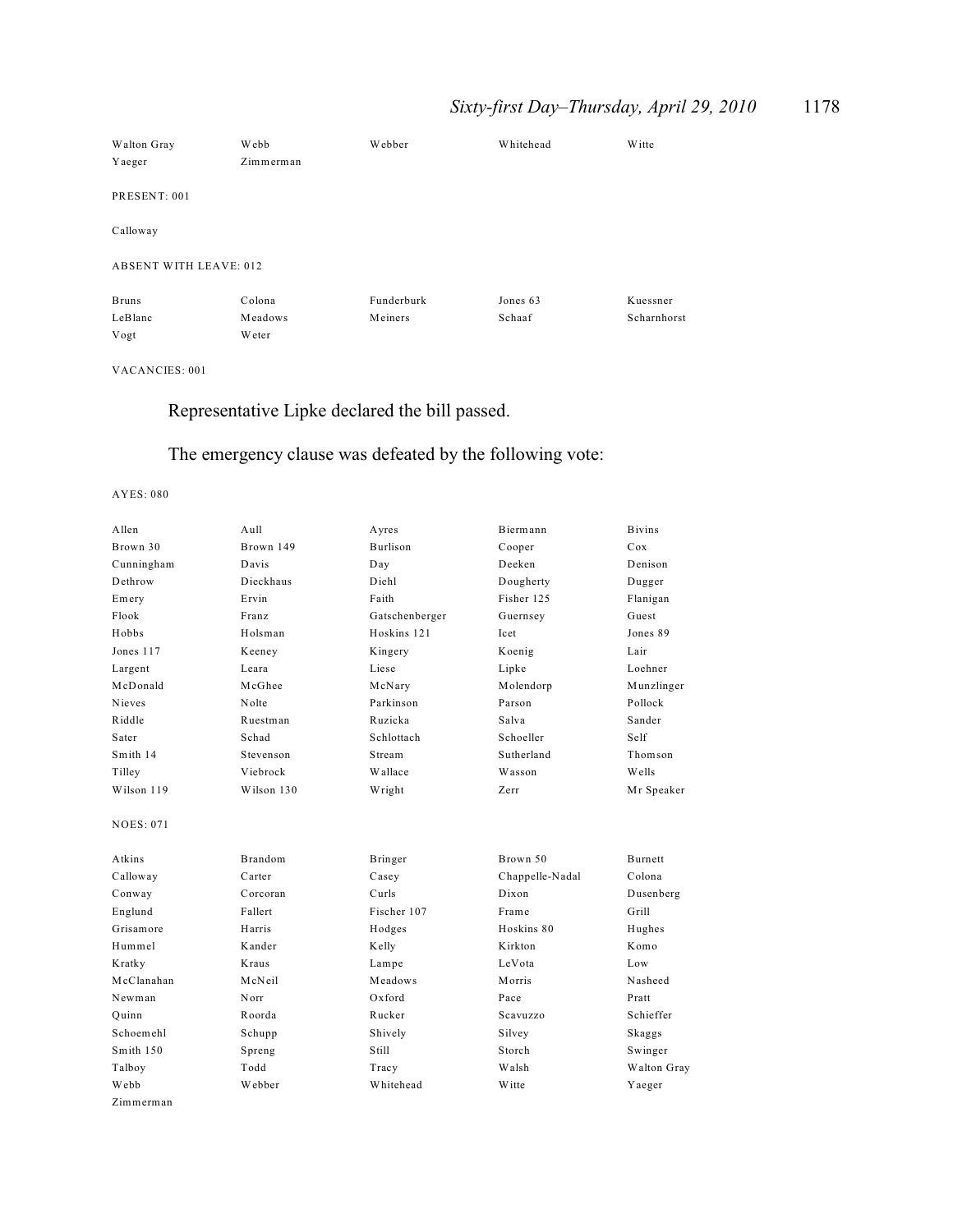| | | | | |
|---|---|---|---|---|
| Walton Gray | Webb | Webber | Whitehead | Witte |
| Yaeger | Zimmerman | | | |

PRESENT: 001

Calloway

ABSENT WITH LEAVE: 012

| | | | | |
|---|---|---|---|---|
| Bruns | Colona | Funderburk | Jones 63 | Kuessner |
| LeBlanc | Meadows | Meiners | Schaaf | Scharnhorst |
| Vogt | Weter | | | |

VACANCIES: 001

Representative Lipke declared the bill passed.

The emergency clause was defeated by the following vote:

AYES: 080

| | | | | |
|---|---|---|---|---|
| Allen | Aull | Ayres | Biermann | Bivins |
| Brown 30 | Brown 149 | Burlison | Cooper | Cox |
| Cunningham | Davis | Day | Deeken | Denison |
| Dethrow | Dieckhaus | Diehl | Dougherty | Dugger |
| Emery | Ervin | Faith | Fisher 125 | Flanigan |
| Flook | Franz | Gatschenberger | Guernsey | Guest |
| Hobbs | Holsman | Hoskins 121 | Icet | Jones 89 |
| Jones 117 | Keeney | Kingery | Koenig | Lair |
| Largent | Leara | Liese | Lipke | Loehner |
| McDonald | McGhee | McNary | Molendorp | Munzlinger |
| Nieves | Nolte | Parkinson | Parson | Pollock |
| Riddle | Ruestman | Ruzicka | Salva | Sander |
| Sater | Schad | Schlottach | Schoeller | Self |
| Smith 14 | Stevenson | Stream | Sutherland | Thomson |
| Tilley | Viebrock | Wallace | Wasson | Wells |
| Wilson 119 | Wilson 130 | Wright | Zerr | Mr Speaker |

NOES: 071

| | | | | |
|---|---|---|---|---|
| Atkins | Brandom | Bringer | Brown 50 | Burnett |
| Calloway | Carter | Casey | Chappelle-Nadal | Colona |
| Conway | Corcoran | Curls | Dixon | Dusenberg |
| Englund | Fallert | Fischer 107 | Frame | Grill |
| Grisamore | Harris | Hodges | Hoskins 80 | Hughes |
| Hummel | Kander | Kelly | Kirkton | Komo |
| Kratky | Kraus | Lampe | LeVota | Low |
| McClanahan | McNeil | Meadows | Morris | Nasheed |
| Newman | Norr | Oxford | Pace | Pratt |
| Quinn | Roorda | Rucker | Scavuzzo | Schieffer |
| Schoemehl | Schupp | Shively | Silvey | Skaggs |
| Smith 150 | Spreng | Still | Storch | Swinger |
| Talboy | Todd | Tracy | Walsh | Walton Gray |
| Webb | Webber | Whitehead | Witte | Yaeger |
| Zimmerman | | | | |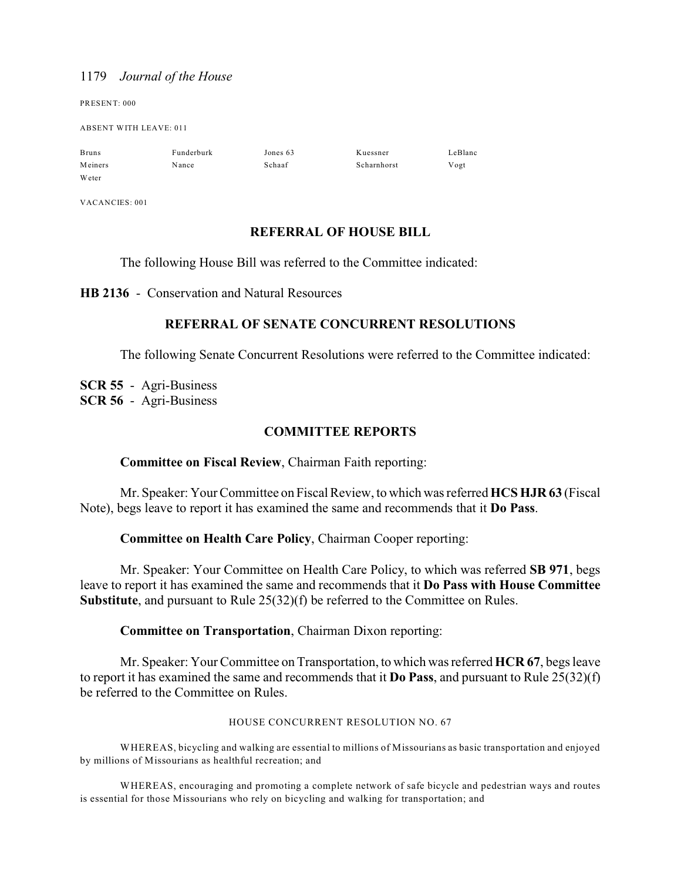PRESENT: 000

ABSENT WITH LEAVE: 011

| | | | | |
|---|---|---|---|---|
| Bruns | Funderburk | Jones 63 | Kuessner | LeBlanc |
| Meiners | Nance | Schaaf | Scharnhorst | Vogt |
| Weter | | | | |

VACANCIES: 001

## REFERRAL OF HOUSE BILL

The following House Bill was referred to the Committee indicated:

**HB 2136** - Conservation and Natural Resources

## REFERRAL OF SENATE CONCURRENT RESOLUTIONS

The following Senate Concurrent Resolutions were referred to the Committee indicated:

**SCR 55** - Agri-Business
**SCR 56** - Agri-Business

## COMMITTEE REPORTS

**Committee on Fiscal Review**, Chairman Faith reporting:

Mr. Speaker: Your Committee on Fiscal Review, to which was referred **HCS HJR 63** (Fiscal Note), begs leave to report it has examined the same and recommends that it **Do Pass**.

**Committee on Health Care Policy**, Chairman Cooper reporting:

Mr. Speaker: Your Committee on Health Care Policy, to which was referred **SB 971**, begs leave to report it has examined the same and recommends that it **Do Pass with House Committee Substitute**, and pursuant to Rule 25(32)(f) be referred to the Committee on Rules.

**Committee on Transportation**, Chairman Dixon reporting:

Mr. Speaker: Your Committee on Transportation, to which was referred **HCR 67**, begs leave to report it has examined the same and recommends that it **Do Pass**, and pursuant to Rule 25(32)(f) be referred to the Committee on Rules.

HOUSE CONCURRENT RESOLUTION NO. 67

WHEREAS, bicycling and walking are essential to millions of Missourians as basic transportation and enjoyed by millions of Missourians as healthful recreation; and

WHEREAS, encouraging and promoting a complete network of safe bicycle and pedestrian ways and routes is essential for those Missourians who rely on bicycling and walking for transportation; and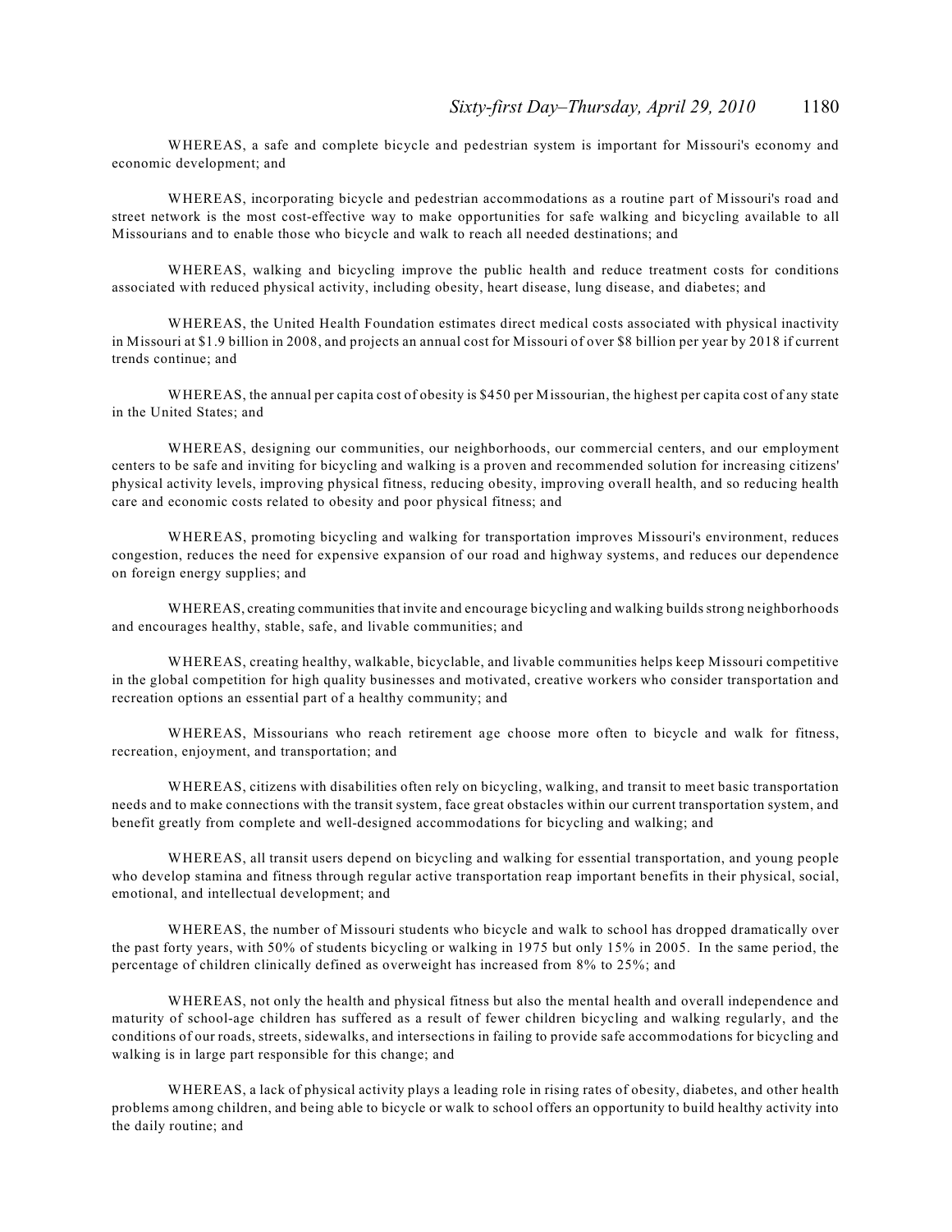WHEREAS, a safe and complete bicycle and pedestrian system is important for Missouri's economy and economic development; and

WHEREAS, incorporating bicycle and pedestrian accommodations as a routine part of Missouri's road and street network is the most cost-effective way to make opportunities for safe walking and bicycling available to all Missourians and to enable those who bicycle and walk to reach all needed destinations; and

WHEREAS, walking and bicycling improve the public health and reduce treatment costs for conditions associated with reduced physical activity, including obesity, heart disease, lung disease, and diabetes; and

WHEREAS, the United Health Foundation estimates direct medical costs associated with physical inactivity in Missouri at $1.9 billion in 2008, and projects an annual cost for Missouri of over $8 billion per year by 2018 if current trends continue; and

WHEREAS, the annual per capita cost of obesity is $450 per Missourian, the highest per capita cost of any state in the United States; and

WHEREAS, designing our communities, our neighborhoods, our commercial centers, and our employment centers to be safe and inviting for bicycling and walking is a proven and recommended solution for increasing citizens' physical activity levels, improving physical fitness, reducing obesity, improving overall health, and so reducing health care and economic costs related to obesity and poor physical fitness; and

WHEREAS, promoting bicycling and walking for transportation improves Missouri's environment, reduces congestion, reduces the need for expensive expansion of our road and highway systems, and reduces our dependence on foreign energy supplies; and

WHEREAS, creating communities that invite and encourage bicycling and walking builds strong neighborhoods and encourages healthy, stable, safe, and livable communities; and

WHEREAS, creating healthy, walkable, bicyclable, and livable communities helps keep Missouri competitive in the global competition for high quality businesses and motivated, creative workers who consider transportation and recreation options an essential part of a healthy community; and

WHEREAS, Missourians who reach retirement age choose more often to bicycle and walk for fitness, recreation, enjoyment, and transportation; and

WHEREAS, citizens with disabilities often rely on bicycling, walking, and transit to meet basic transportation needs and to make connections with the transit system, face great obstacles within our current transportation system, and benefit greatly from complete and well-designed accommodations for bicycling and walking; and

WHEREAS, all transit users depend on bicycling and walking for essential transportation, and young people who develop stamina and fitness through regular active transportation reap important benefits in their physical, social, emotional, and intellectual development; and

WHEREAS, the number of Missouri students who bicycle and walk to school has dropped dramatically over the past forty years, with 50% of students bicycling or walking in 1975 but only 15% in 2005. In the same period, the percentage of children clinically defined as overweight has increased from 8% to 25%; and

WHEREAS, not only the health and physical fitness but also the mental health and overall independence and maturity of school-age children has suffered as a result of fewer children bicycling and walking regularly, and the conditions of our roads, streets, sidewalks, and intersections in failing to provide safe accommodations for bicycling and walking is in large part responsible for this change; and

WHEREAS, a lack of physical activity plays a leading role in rising rates of obesity, diabetes, and other health problems among children, and being able to bicycle or walk to school offers an opportunity to build healthy activity into the daily routine; and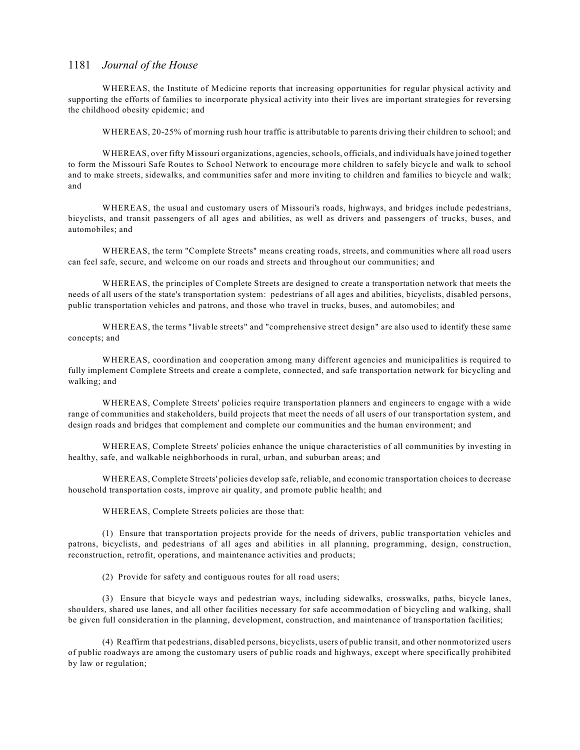WHEREAS, the Institute of Medicine reports that increasing opportunities for regular physical activity and supporting the efforts of families to incorporate physical activity into their lives are important strategies for reversing the childhood obesity epidemic; and

WHEREAS, 20-25% of morning rush hour traffic is attributable to parents driving their children to school; and

WHEREAS, over fifty Missouri organizations, agencies, schools, officials, and individuals have joined together to form the Missouri Safe Routes to School Network to encourage more children to safely bicycle and walk to school and to make streets, sidewalks, and communities safer and more inviting to children and families to bicycle and walk; and

WHEREAS, the usual and customary users of Missouri's roads, highways, and bridges include pedestrians, bicyclists, and transit passengers of all ages and abilities, as well as drivers and passengers of trucks, buses, and automobiles; and

WHEREAS, the term "Complete Streets" means creating roads, streets, and communities where all road users can feel safe, secure, and welcome on our roads and streets and throughout our communities; and

WHEREAS, the principles of Complete Streets are designed to create a transportation network that meets the needs of all users of the state's transportation system: pedestrians of all ages and abilities, bicyclists, disabled persons, public transportation vehicles and patrons, and those who travel in trucks, buses, and automobiles; and

WHEREAS, the terms "livable streets" and "comprehensive street design" are also used to identify these same concepts; and

WHEREAS, coordination and cooperation among many different agencies and municipalities is required to fully implement Complete Streets and create a complete, connected, and safe transportation network for bicycling and walking; and

WHEREAS, Complete Streets' policies require transportation planners and engineers to engage with a wide range of communities and stakeholders, build projects that meet the needs of all users of our transportation system, and design roads and bridges that complement and complete our communities and the human environment; and

WHEREAS, Complete Streets' policies enhance the unique characteristics of all communities by investing in healthy, safe, and walkable neighborhoods in rural, urban, and suburban areas; and

WHEREAS, Complete Streets' policies develop safe, reliable, and economic transportation choices to decrease household transportation costs, improve air quality, and promote public health; and

WHEREAS, Complete Streets policies are those that:

(1) Ensure that transportation projects provide for the needs of drivers, public transportation vehicles and patrons, bicyclists, and pedestrians of all ages and abilities in all planning, programming, design, construction, reconstruction, retrofit, operations, and maintenance activities and products;

(2) Provide for safety and contiguous routes for all road users;

(3) Ensure that bicycle ways and pedestrian ways, including sidewalks, crosswalks, paths, bicycle lanes, shoulders, shared use lanes, and all other facilities necessary for safe accommodation of bicycling and walking, shall be given full consideration in the planning, development, construction, and maintenance of transportation facilities;

(4) Reaffirm that pedestrians, disabled persons, bicyclists, users of public transit, and other nonmotorized users of public roadways are among the customary users of public roads and highways, except where specifically prohibited by law or regulation;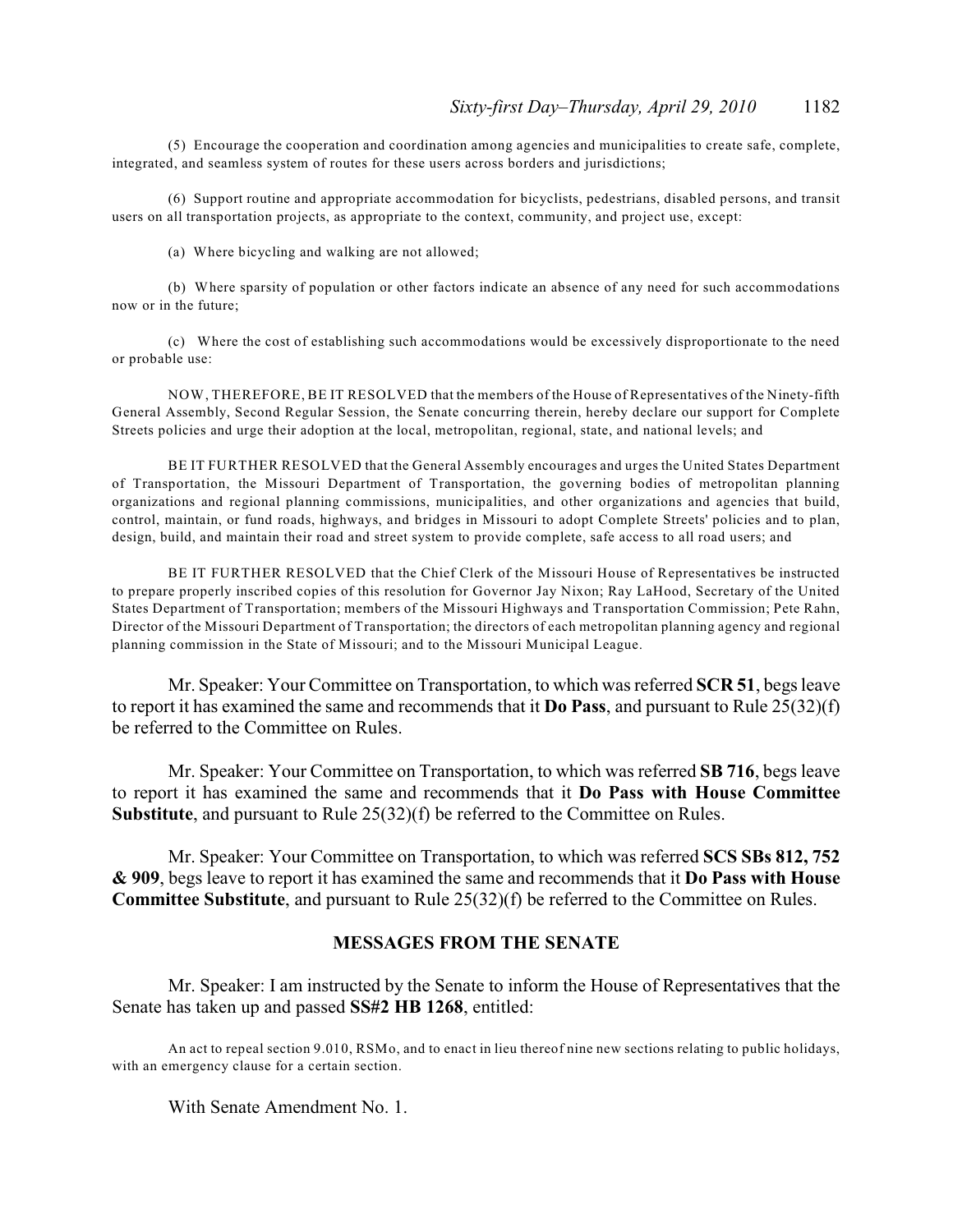(5) Encourage the cooperation and coordination among agencies and municipalities to create safe, complete, integrated, and seamless system of routes for these users across borders and jurisdictions;

(6) Support routine and appropriate accommodation for bicyclists, pedestrians, disabled persons, and transit users on all transportation projects, as appropriate to the context, community, and project use, except:

(a) Where bicycling and walking are not allowed;

(b) Where sparsity of population or other factors indicate an absence of any need for such accommodations now or in the future;

(c) Where the cost of establishing such accommodations would be excessively disproportionate to the need or probable use:

NOW, THEREFORE, BE IT RESOLVED that the members of the House of Representatives of the Ninety-fifth General Assembly, Second Regular Session, the Senate concurring therein, hereby declare our support for Complete Streets policies and urge their adoption at the local, metropolitan, regional, state, and national levels; and

BE IT FURTHER RESOLVED that the General Assembly encourages and urges the United States Department of Transportation, the Missouri Department of Transportation, the governing bodies of metropolitan planning organizations and regional planning commissions, municipalities, and other organizations and agencies that build, control, maintain, or fund roads, highways, and bridges in Missouri to adopt Complete Streets' policies and to plan, design, build, and maintain their road and street system to provide complete, safe access to all road users; and

BE IT FURTHER RESOLVED that the Chief Clerk of the Missouri House of Representatives be instructed to prepare properly inscribed copies of this resolution for Governor Jay Nixon; Ray LaHood, Secretary of the United States Department of Transportation; members of the Missouri Highways and Transportation Commission; Pete Rahn, Director of the Missouri Department of Transportation; the directors of each metropolitan planning agency and regional planning commission in the State of Missouri; and to the Missouri Municipal League.

Mr. Speaker: Your Committee on Transportation, to which was referred **SCR 51**, begs leave to report it has examined the same and recommends that it **Do Pass**, and pursuant to Rule 25(32)(f) be referred to the Committee on Rules.

Mr. Speaker: Your Committee on Transportation, to which was referred **SB 716**, begs leave to report it has examined the same and recommends that it **Do Pass with House Committee Substitute**, and pursuant to Rule 25(32)(f) be referred to the Committee on Rules.

Mr. Speaker: Your Committee on Transportation, to which was referred **SCS SBs 812, 752 & 909**, begs leave to report it has examined the same and recommends that it **Do Pass with House Committee Substitute**, and pursuant to Rule 25(32)(f) be referred to the Committee on Rules.

## MESSAGES FROM THE SENATE

Mr. Speaker: I am instructed by the Senate to inform the House of Representatives that the Senate has taken up and passed **SS#2 HB 1268**, entitled:

An act to repeal section 9.010, RSMo, and to enact in lieu thereof nine new sections relating to public holidays, with an emergency clause for a certain section.

With Senate Amendment No. 1.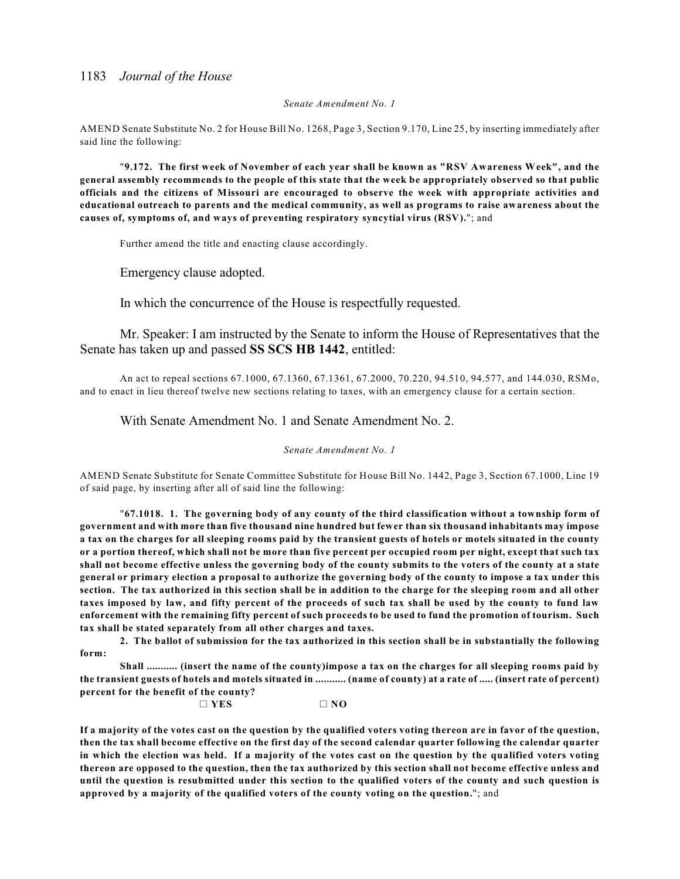*Senate Amendment No. 1*

AMEND Senate Substitute No. 2 for House Bill No. 1268, Page 3, Section 9.170, Line 25, by inserting immediately after said line the following:

"**9.172. The first week of November of each year shall be known as "RSV Awareness Week", and the general assembly recommends to the people of this state that the week be appropriately observed so that public officials and the citizens of Missouri are encouraged to observe the week with appropriate activities and educational outreach to parents and the medical community, as well as programs to raise awareness about the causes of, symptoms of, and ways of preventing respiratory syncytial virus (RSV).**"; and

Further amend the title and enacting clause accordingly.

Emergency clause adopted.

In which the concurrence of the House is respectfully requested.

Mr. Speaker: I am instructed by the Senate to inform the House of Representatives that the Senate has taken up and passed **SS SCS HB 1442**, entitled:

An act to repeal sections 67.1000, 67.1360, 67.1361, 67.2000, 70.220, 94.510, 94.577, and 144.030, RSMo, and to enact in lieu thereof twelve new sections relating to taxes, with an emergency clause for a certain section.

With Senate Amendment No. 1 and Senate Amendment No. 2.

*Senate Amendment No. 1*

AMEND Senate Substitute for Senate Committee Substitute for House Bill No. 1442, Page 3, Section 67.1000, Line 19 of said page, by inserting after all of said line the following:

"**67.1018. 1. The governing body of any county of the third classification without a township form of government and with more than five thousand nine hundred but fewer than six thousand inhabitants may impose a tax on the charges for all sleeping rooms paid by the transient guests of hotels or motels situated in the county or a portion thereof, which shall not be more than five percent per occupied room per night, except that such tax shall not become effective unless the governing body of the county submits to the voters of the county at a state general or primary election a proposal to authorize the governing body of the county to impose a tax under this section. The tax authorized in this section shall be in addition to the charge for the sleeping room and all other taxes imposed by law, and fifty percent of the proceeds of such tax shall be used by the county to fund law enforcement with the remaining fifty percent of such proceeds to be used to fund the promotion of tourism. Such tax shall be stated separately from all other charges and taxes.**

**2. The ballot of submission for the tax authorized in this section shall be in substantially the following form:**

**Shall ........... (insert the name of the county)impose a tax on the charges for all sleeping rooms paid by the transient guests of hotels and motels situated in ........... (name of county) at a rate of ..... (insert rate of percent) percent for the benefit of the county?**

**☐ YES ☐ NO**

**If a majority of the votes cast on the question by the qualified voters voting thereon are in favor of the question, then the tax shall become effective on the first day of the second calendar quarter following the calendar quarter in which the election was held. If a majority of the votes cast on the question by the qualified voters voting thereon are opposed to the question, then the tax authorized by this section shall not become effective unless and until the question is resubmitted under this section to the qualified voters of the county and such question is approved by a majority of the qualified voters of the county voting on the question.**"; and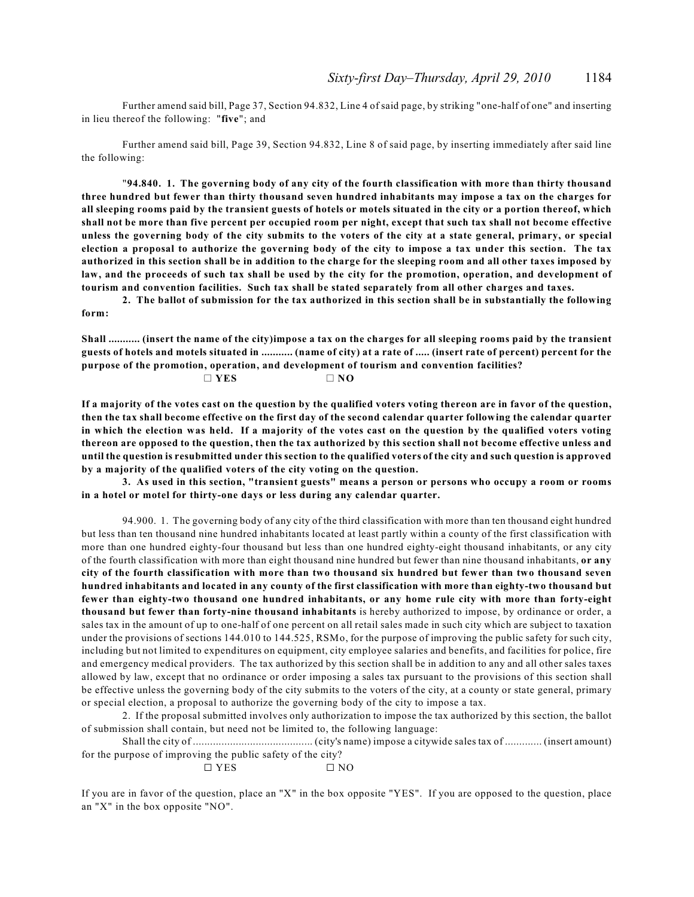Further amend said bill, Page 37, Section 94.832, Line 4 of said page, by striking "one-half of one" and inserting in lieu thereof the following: "**five**"; and

Further amend said bill, Page 39, Section 94.832, Line 8 of said page, by inserting immediately after said line the following:

"**94.840. 1. The governing body of any city of the fourth classification with more than thirty thousand three hundred but fewer than thirty thousand seven hundred inhabitants may impose a tax on the charges for all sleeping rooms paid by the transient guests of hotels or motels situated in the city or a portion thereof, which shall not be more than five percent per occupied room per night, except that such tax shall not become effective unless the governing body of the city submits to the voters of the city at a state general, primary, or special election a proposal to authorize the governing body of the city to impose a tax under this section. The tax authorized in this section shall be in addition to the charge for the sleeping room and all other taxes imposed by law, and the proceeds of such tax shall be used by the city for the promotion, operation, and development of tourism and convention facilities. Such tax shall be stated separately from all other charges and taxes.**

**2. The ballot of submission for the tax authorized in this section shall be in substantially the following form:**

**Shall ........... (insert the name of the city)impose a tax on the charges for all sleeping rooms paid by the transient guests of hotels and motels situated in ........... (name of city) at a rate of ..... (insert rate of percent) percent for the purpose of the promotion, operation, and development of tourism and convention facilities?**

**☐ YES ☐ NO**

**If a majority of the votes cast on the question by the qualified voters voting thereon are in favor of the question, then the tax shall become effective on the first day of the second calendar quarter following the calendar quarter in which the election was held. If a majority of the votes cast on the question by the qualified voters voting thereon are opposed to the question, then the tax authorized by this section shall not become effective unless and until the question is resubmitted under this section to the qualified voters of the city and such question is approved by a majority of the qualified voters of the city voting on the question.**

**3. As used in this section, "transient guests" means a person or persons who occupy a room or rooms in a hotel or motel for thirty-one days or less during any calendar quarter.**

94.900. 1. The governing body of any city of the third classification with more than ten thousand eight hundred but less than ten thousand nine hundred inhabitants located at least partly within a county of the first classification with more than one hundred eighty-four thousand but less than one hundred eighty-eight thousand inhabitants, or any city of the fourth classification with more than eight thousand nine hundred but fewer than nine thousand inhabitants, **or any city of the fourth classification with more than two thousand six hundred but fewer than two thousand seven hundred inhabitants and located in any county of the first classification with more than eighty-two thousand but fewer than eighty-two thousand one hundred inhabitants, or any home rule city with more than forty-eight thousand but fewer than forty-nine thousand inhabitants** is hereby authorized to impose, by ordinance or order, a sales tax in the amount of up to one-half of one percent on all retail sales made in such city which are subject to taxation under the provisions of sections 144.010 to 144.525, RSMo, for the purpose of improving the public safety for such city, including but not limited to expenditures on equipment, city employee salaries and benefits, and facilities for police, fire and emergency medical providers. The tax authorized by this section shall be in addition to any and all other sales taxes allowed by law, except that no ordinance or order imposing a sales tax pursuant to the provisions of this section shall be effective unless the governing body of the city submits to the voters of the city, at a county or state general, primary or special election, a proposal to authorize the governing body of the city to impose a tax.

2. If the proposal submitted involves only authorization to impose the tax authorized by this section, the ballot of submission shall contain, but need not be limited to, the following language:

Shall the city of .......................................... (city's name) impose a citywide sales tax of ............. (insert amount) for the purpose of improving the public safety of the city?

☐ YES ☐ NO

If you are in favor of the question, place an "X" in the box opposite "YES". If you are opposed to the question, place an "X" in the box opposite "NO".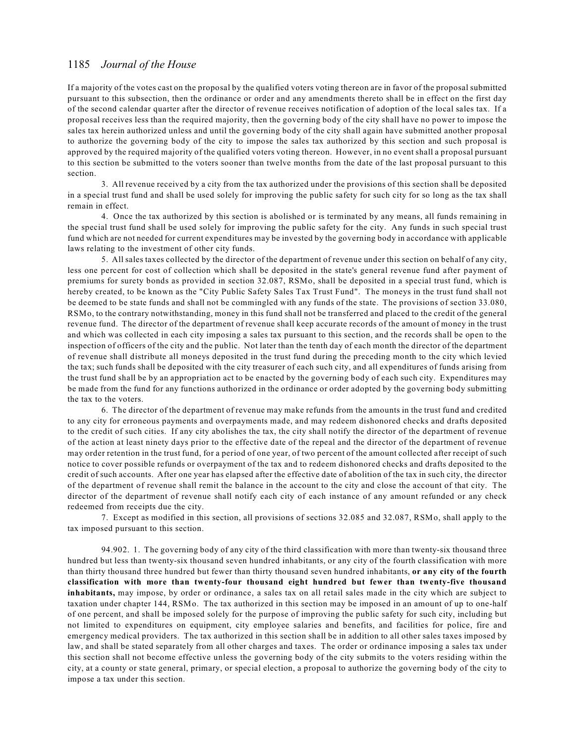If a majority of the votes cast on the proposal by the qualified voters voting thereon are in favor of the proposal submitted pursuant to this subsection, then the ordinance or order and any amendments thereto shall be in effect on the first day of the second calendar quarter after the director of revenue receives notification of adoption of the local sales tax. If a proposal receives less than the required majority, then the governing body of the city shall have no power to impose the sales tax herein authorized unless and until the governing body of the city shall again have submitted another proposal to authorize the governing body of the city to impose the sales tax authorized by this section and such proposal is approved by the required majority of the qualified voters voting thereon. However, in no event shall a proposal pursuant to this section be submitted to the voters sooner than twelve months from the date of the last proposal pursuant to this section.

3. All revenue received by a city from the tax authorized under the provisions of this section shall be deposited in a special trust fund and shall be used solely for improving the public safety for such city for so long as the tax shall remain in effect.

4. Once the tax authorized by this section is abolished or is terminated by any means, all funds remaining in the special trust fund shall be used solely for improving the public safety for the city. Any funds in such special trust fund which are not needed for current expenditures may be invested by the governing body in accordance with applicable laws relating to the investment of other city funds.

5. All sales taxes collected by the director of the department of revenue under this section on behalf of any city, less one percent for cost of collection which shall be deposited in the state's general revenue fund after payment of premiums for surety bonds as provided in section 32.087, RSMo, shall be deposited in a special trust fund, which is hereby created, to be known as the "City Public Safety Sales Tax Trust Fund". The moneys in the trust fund shall not be deemed to be state funds and shall not be commingled with any funds of the state. The provisions of section 33.080, RSMo, to the contrary notwithstanding, money in this fund shall not be transferred and placed to the credit of the general revenue fund. The director of the department of revenue shall keep accurate records of the amount of money in the trust and which was collected in each city imposing a sales tax pursuant to this section, and the records shall be open to the inspection of officers of the city and the public. Not later than the tenth day of each month the director of the department of revenue shall distribute all moneys deposited in the trust fund during the preceding month to the city which levied the tax; such funds shall be deposited with the city treasurer of each such city, and all expenditures of funds arising from the trust fund shall be by an appropriation act to be enacted by the governing body of each such city. Expenditures may be made from the fund for any functions authorized in the ordinance or order adopted by the governing body submitting the tax to the voters.

6. The director of the department of revenue may make refunds from the amounts in the trust fund and credited to any city for erroneous payments and overpayments made, and may redeem dishonored checks and drafts deposited to the credit of such cities. If any city abolishes the tax, the city shall notify the director of the department of revenue of the action at least ninety days prior to the effective date of the repeal and the director of the department of revenue may order retention in the trust fund, for a period of one year, of two percent of the amount collected after receipt of such notice to cover possible refunds or overpayment of the tax and to redeem dishonored checks and drafts deposited to the credit of such accounts. After one year has elapsed after the effective date of abolition of the tax in such city, the director of the department of revenue shall remit the balance in the account to the city and close the account of that city. The director of the department of revenue shall notify each city of each instance of any amount refunded or any check redeemed from receipts due the city.

7. Except as modified in this section, all provisions of sections 32.085 and 32.087, RSMo, shall apply to the tax imposed pursuant to this section.

94.902. 1. The governing body of any city of the third classification with more than twenty-six thousand three hundred but less than twenty-six thousand seven hundred inhabitants, or any city of the fourth classification with more than thirty thousand three hundred but fewer than thirty thousand seven hundred inhabitants, **or any city of the fourth classification with more than twenty-four thousand eight hundred but fewer than twenty-five thousand inhabitants,** may impose, by order or ordinance, a sales tax on all retail sales made in the city which are subject to taxation under chapter 144, RSMo. The tax authorized in this section may be imposed in an amount of up to one-half of one percent, and shall be imposed solely for the purpose of improving the public safety for such city, including but not limited to expenditures on equipment, city employee salaries and benefits, and facilities for police, fire and emergency medical providers. The tax authorized in this section shall be in addition to all other sales taxes imposed by law, and shall be stated separately from all other charges and taxes. The order or ordinance imposing a sales tax under this section shall not become effective unless the governing body of the city submits to the voters residing within the city, at a county or state general, primary, or special election, a proposal to authorize the governing body of the city to impose a tax under this section.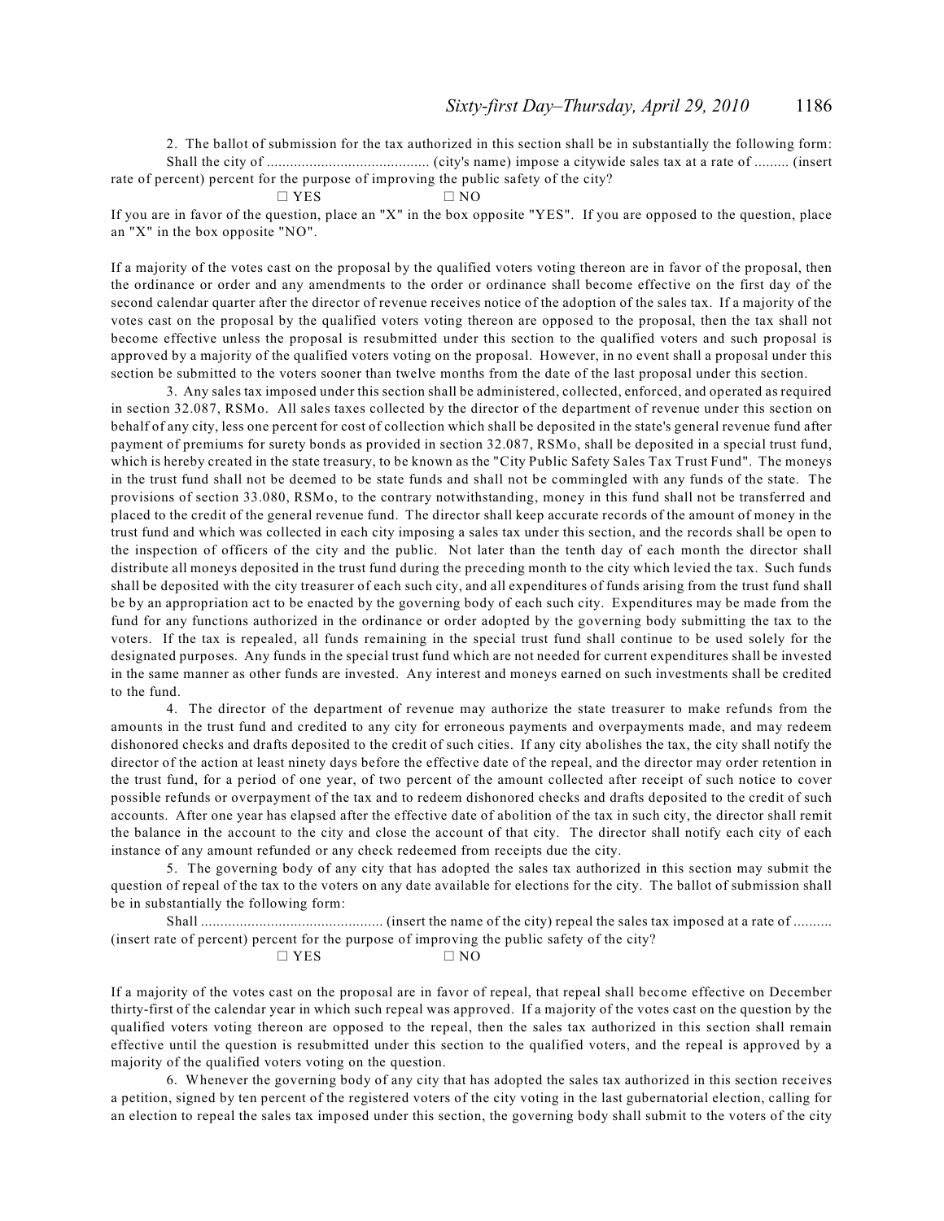2. The ballot of submission for the tax authorized in this section shall be in substantially the following form:

Shall the city of .......................................... (city's name) impose a citywide sales tax at a rate of ......... (insert rate of percent) percent for the purpose of improving the public safety of the city?

☐ YES ☐ NO

If you are in favor of the question, place an "X" in the box opposite "YES". If you are opposed to the question, place an "X" in the box opposite "NO".

If a majority of the votes cast on the proposal by the qualified voters voting thereon are in favor of the proposal, then the ordinance or order and any amendments to the order or ordinance shall become effective on the first day of the second calendar quarter after the director of revenue receives notice of the adoption of the sales tax. If a majority of the votes cast on the proposal by the qualified voters voting thereon are opposed to the proposal, then the tax shall not become effective unless the proposal is resubmitted under this section to the qualified voters and such proposal is approved by a majority of the qualified voters voting on the proposal. However, in no event shall a proposal under this section be submitted to the voters sooner than twelve months from the date of the last proposal under this section.

3. Any sales tax imposed under this section shall be administered, collected, enforced, and operated as required in section 32.087, RSMo. All sales taxes collected by the director of the department of revenue under this section on behalf of any city, less one percent for cost of collection which shall be deposited in the state's general revenue fund after payment of premiums for surety bonds as provided in section 32.087, RSMo, shall be deposited in a special trust fund, which is hereby created in the state treasury, to be known as the "City Public Safety Sales Tax Trust Fund". The moneys in the trust fund shall not be deemed to be state funds and shall not be commingled with any funds of the state. The provisions of section 33.080, RSMo, to the contrary notwithstanding, money in this fund shall not be transferred and placed to the credit of the general revenue fund. The director shall keep accurate records of the amount of money in the trust fund and which was collected in each city imposing a sales tax under this section, and the records shall be open to the inspection of officers of the city and the public. Not later than the tenth day of each month the director shall distribute all moneys deposited in the trust fund during the preceding month to the city which levied the tax. Such funds shall be deposited with the city treasurer of each such city, and all expenditures of funds arising from the trust fund shall be by an appropriation act to be enacted by the governing body of each such city. Expenditures may be made from the fund for any functions authorized in the ordinance or order adopted by the governing body submitting the tax to the voters. If the tax is repealed, all funds remaining in the special trust fund shall continue to be used solely for the designated purposes. Any funds in the special trust fund which are not needed for current expenditures shall be invested in the same manner as other funds are invested. Any interest and moneys earned on such investments shall be credited to the fund.

4. The director of the department of revenue may authorize the state treasurer to make refunds from the amounts in the trust fund and credited to any city for erroneous payments and overpayments made, and may redeem dishonored checks and drafts deposited to the credit of such cities. If any city abolishes the tax, the city shall notify the director of the action at least ninety days before the effective date of the repeal, and the director may order retention in the trust fund, for a period of one year, of two percent of the amount collected after receipt of such notice to cover possible refunds or overpayment of the tax and to redeem dishonored checks and drafts deposited to the credit of such accounts. After one year has elapsed after the effective date of abolition of the tax in such city, the director shall remit the balance in the account to the city and close the account of that city. The director shall notify each city of each instance of any amount refunded or any check redeemed from receipts due the city.

5. The governing body of any city that has adopted the sales tax authorized in this section may submit the question of repeal of the tax to the voters on any date available for elections for the city. The ballot of submission shall be in substantially the following form:

Shall ............................................... (insert the name of the city) repeal the sales tax imposed at a rate of .......... (insert rate of percent) percent for the purpose of improving the public safety of the city?

☐ YES ☐ NO

If a majority of the votes cast on the proposal are in favor of repeal, that repeal shall become effective on December thirty-first of the calendar year in which such repeal was approved. If a majority of the votes cast on the question by the qualified voters voting thereon are opposed to the repeal, then the sales tax authorized in this section shall remain effective until the question is resubmitted under this section to the qualified voters, and the repeal is approved by a majority of the qualified voters voting on the question.

6. Whenever the governing body of any city that has adopted the sales tax authorized in this section receives a petition, signed by ten percent of the registered voters of the city voting in the last gubernatorial election, calling for an election to repeal the sales tax imposed under this section, the governing body shall submit to the voters of the city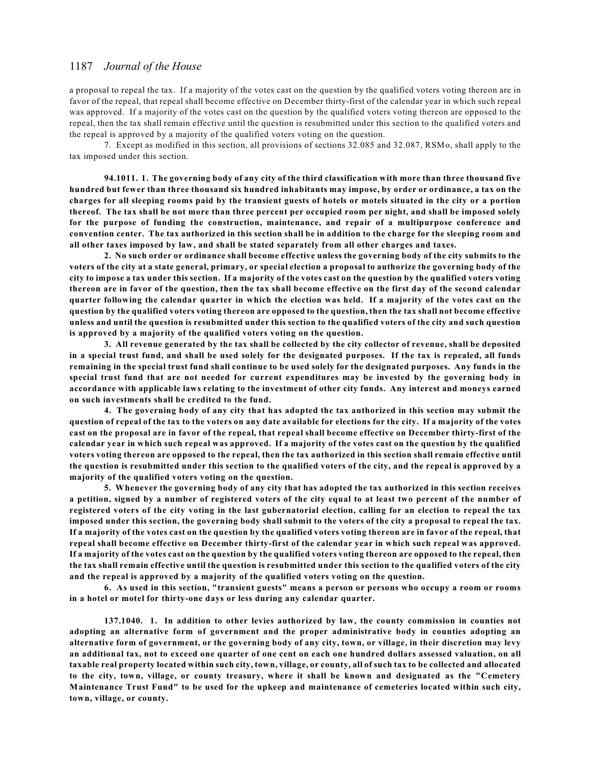a proposal to repeal the tax. If a majority of the votes cast on the question by the qualified voters voting thereon are in favor of the repeal, that repeal shall become effective on December thirty-first of the calendar year in which such repeal was approved. If a majority of the votes cast on the question by the qualified voters voting thereon are opposed to the repeal, then the tax shall remain effective until the question is resubmitted under this section to the qualified voters and the repeal is approved by a majority of the qualified voters voting on the question.

7. Except as modified in this section, all provisions of sections 32.085 and 32.087, RSMo, shall apply to the tax imposed under this section.

**94.1011. 1. The governing body of any city of the third classification with more than three thousand five hundred but fewer than three thousand six hundred inhabitants may impose, by order or ordinance, a tax on the charges for all sleeping rooms paid by the transient guests of hotels or motels situated in the city or a portion thereof. The tax shall be not more than three percent per occupied room per night, and shall be imposed solely for the purpose of funding the construction, maintenance, and repair of a multipurpose conference and convention center. The tax authorized in this section shall be in addition to the charge for the sleeping room and all other taxes imposed by law, and shall be stated separately from all other charges and taxes.**

**2. No such order or ordinance shall become effective unless the governing body of the city submits to the voters of the city at a state general, primary, or special election a proposal to authorize the governing body of the city to impose a tax under this section. If a majority of the votes cast on the question by the qualified voters voting thereon are in favor of the question, then the tax shall become effective on the first day of the second calendar quarter following the calendar quarter in which the election was held. If a majority of the votes cast on the question by the qualified voters voting thereon are opposed to the question, then the tax shall not become effective unless and until the question is resubmitted under this section to the qualified voters of the city and such question is approved by a majority of the qualified voters voting on the question.**

**3. All revenue generated by the tax shall be collected by the city collector of revenue, shall be deposited in a special trust fund, and shall be used solely for the designated purposes. If the tax is repealed, all funds remaining in the special trust fund shall continue to be used solely for the designated purposes. Any funds in the special trust fund that are not needed for current expenditures may be invested by the governing body in accordance with applicable laws relating to the investment of other city funds. Any interest and moneys earned on such investments shall be credited to the fund.**

**4. The governing body of any city that has adopted the tax authorized in this section may submit the question of repeal of the tax to the voters on any date available for elections for the city. If a majority of the votes cast on the proposal are in favor of the repeal, that repeal shall become effective on December thirty-first of the calendar year in which such repeal was approved. If a majority of the votes cast on the question by the qualified voters voting thereon are opposed to the repeal, then the tax authorized in this section shall remain effective until the question is resubmitted under this section to the qualified voters of the city, and the repeal is approved by a majority of the qualified voters voting on the question.**

**5. Whenever the governing body of any city that has adopted the tax authorized in this section receives a petition, signed by a number of registered voters of the city equal to at least two percent of the number of registered voters of the city voting in the last gubernatorial election, calling for an election to repeal the tax imposed under this section, the governing body shall submit to the voters of the city a proposal to repeal the tax. If a majority of the votes cast on the question by the qualified voters voting thereon are in favor of the repeal, that repeal shall become effective on December thirty-first of the calendar year in which such repeal was approved. If a majority of the votes cast on the question by the qualified voters voting thereon are opposed to the repeal, then the tax shall remain effective until the question is resubmitted under this section to the qualified voters of the city and the repeal is approved by a majority of the qualified voters voting on the question.**

**6. As used in this section, "transient guests" means a person or persons who occupy a room or rooms in a hotel or motel for thirty-one days or less during any calendar quarter.**

**137.1040. 1. In addition to other levies authorized by law, the county commission in counties not adopting an alternative form of government and the proper administrative body in counties adopting an alternative form of government, or the governing body of any city, town, or village, in their discretion may levy an additional tax, not to exceed one quarter of one cent on each one hundred dollars assessed valuation, on all taxable real property located within such city, town, village, or county, all of such tax to be collected and allocated to the city, town, village, or county treasury, where it shall be known and designated as the "Cemetery Maintenance Trust Fund" to be used for the upkeep and maintenance of cemeteries located within such city, town, village, or county.**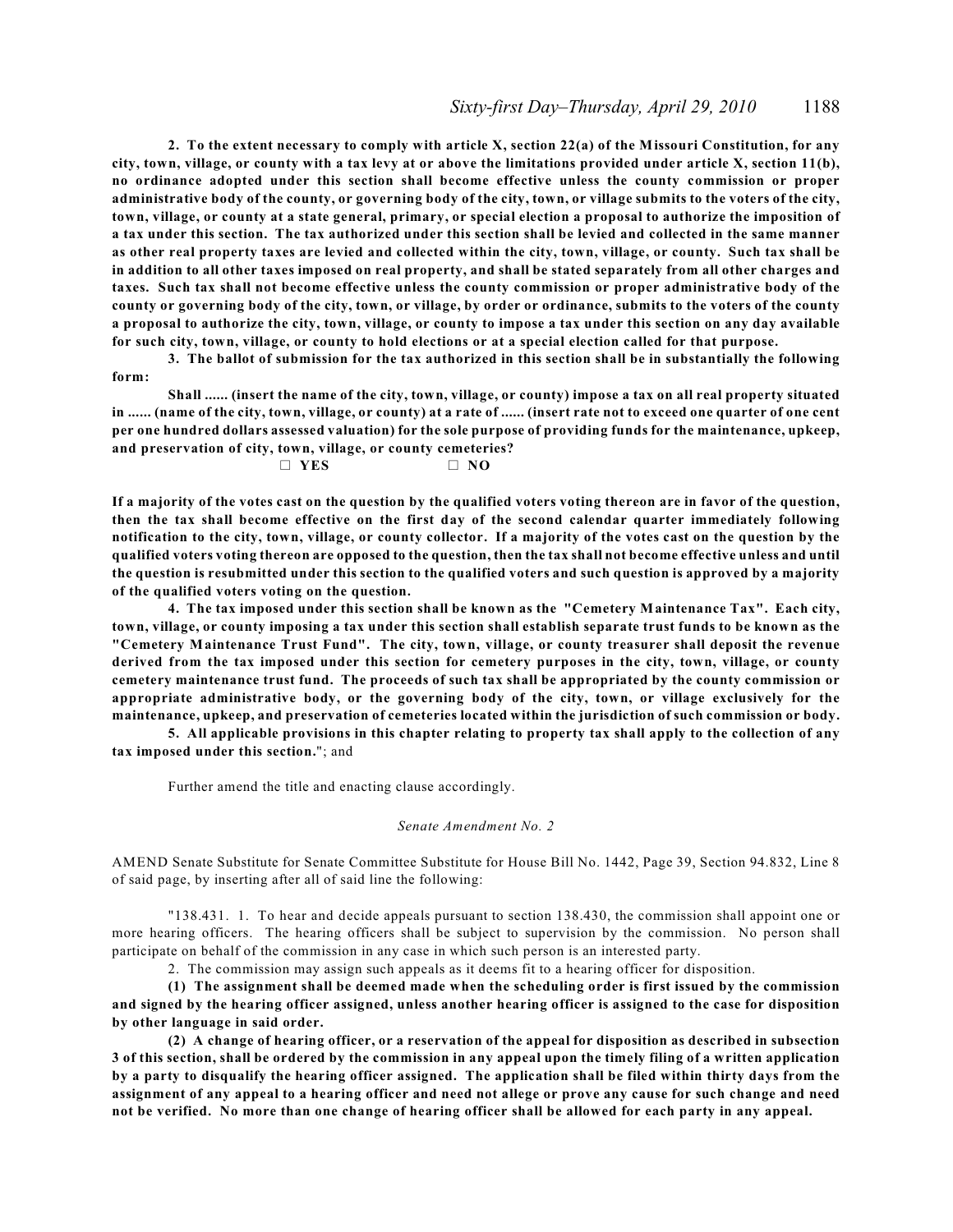**2. To the extent necessary to comply with article X, section 22(a) of the Missouri Constitution, for any city, town, village, or county with a tax levy at or above the limitations provided under article X, section 11(b), no ordinance adopted under this section shall become effective unless the county commission or proper administrative body of the county, or governing body of the city, town, or village submits to the voters of the city, town, village, or county at a state general, primary, or special election a proposal to authorize the imposition of a tax under this section. The tax authorized under this section shall be levied and collected in the same manner as other real property taxes are levied and collected within the city, town, village, or county. Such tax shall be in addition to all other taxes imposed on real property, and shall be stated separately from all other charges and taxes. Such tax shall not become effective unless the county commission or proper administrative body of the county or governing body of the city, town, or village, by order or ordinance, submits to the voters of the county a proposal to authorize the city, town, village, or county to impose a tax under this section on any day available for such city, town, village, or county to hold elections or at a special election called for that purpose.**

**3. The ballot of submission for the tax authorized in this section shall be in substantially the following form:**

**Shall ...... (insert the name of the city, town, village, or county) impose a tax on all real property situated in ...... (name of the city, town, village, or county) at a rate of ...... (insert rate not to exceed one quarter of one cent per one hundred dollars assessed valuation) for the sole purpose of providing funds for the maintenance, upkeep, and preservation of city, town, village, or county cemeteries?**

**□ YES □ NO**

**If a majority of the votes cast on the question by the qualified voters voting thereon are in favor of the question, then the tax shall become effective on the first day of the second calendar quarter immediately following notification to the city, town, village, or county collector. If a majority of the votes cast on the question by the qualified voters voting thereon are opposed to the question, then the tax shall not become effective unless and until the question is resubmitted under this section to the qualified voters and such question is approved by a majority of the qualified voters voting on the question.**

**4. The tax imposed under this section shall be known as the "Cemetery Maintenance Tax". Each city, town, village, or county imposing a tax under this section shall establish separate trust funds to be known as the "Cemetery Maintenance Trust Fund". The city, town, village, or county treasurer shall deposit the revenue derived from the tax imposed under this section for cemetery purposes in the city, town, village, or county cemetery maintenance trust fund. The proceeds of such tax shall be appropriated by the county commission or appropriate administrative body, or the governing body of the city, town, or village exclusively for the maintenance, upkeep, and preservation of cemeteries located within the jurisdiction of such commission or body.**

**5. All applicable provisions in this chapter relating to property tax shall apply to the collection of any tax imposed under this section.**"; and

Further amend the title and enacting clause accordingly.

*Senate Amendment No. 2*

AMEND Senate Substitute for Senate Committee Substitute for House Bill No. 1442, Page 39, Section 94.832, Line 8 of said page, by inserting after all of said line the following:

"138.431. 1. To hear and decide appeals pursuant to section 138.430, the commission shall appoint one or more hearing officers. The hearing officers shall be subject to supervision by the commission. No person shall participate on behalf of the commission in any case in which such person is an interested party.

2. The commission may assign such appeals as it deems fit to a hearing officer for disposition.

**(1) The assignment shall be deemed made when the scheduling order is first issued by the commission and signed by the hearing officer assigned, unless another hearing officer is assigned to the case for disposition by other language in said order.**

**(2) A change of hearing officer, or a reservation of the appeal for disposition as described in subsection 3 of this section, shall be ordered by the commission in any appeal upon the timely filing of a written application by a party to disqualify the hearing officer assigned. The application shall be filed within thirty days from the assignment of any appeal to a hearing officer and need not allege or prove any cause for such change and need not be verified. No more than one change of hearing officer shall be allowed for each party in any appeal.**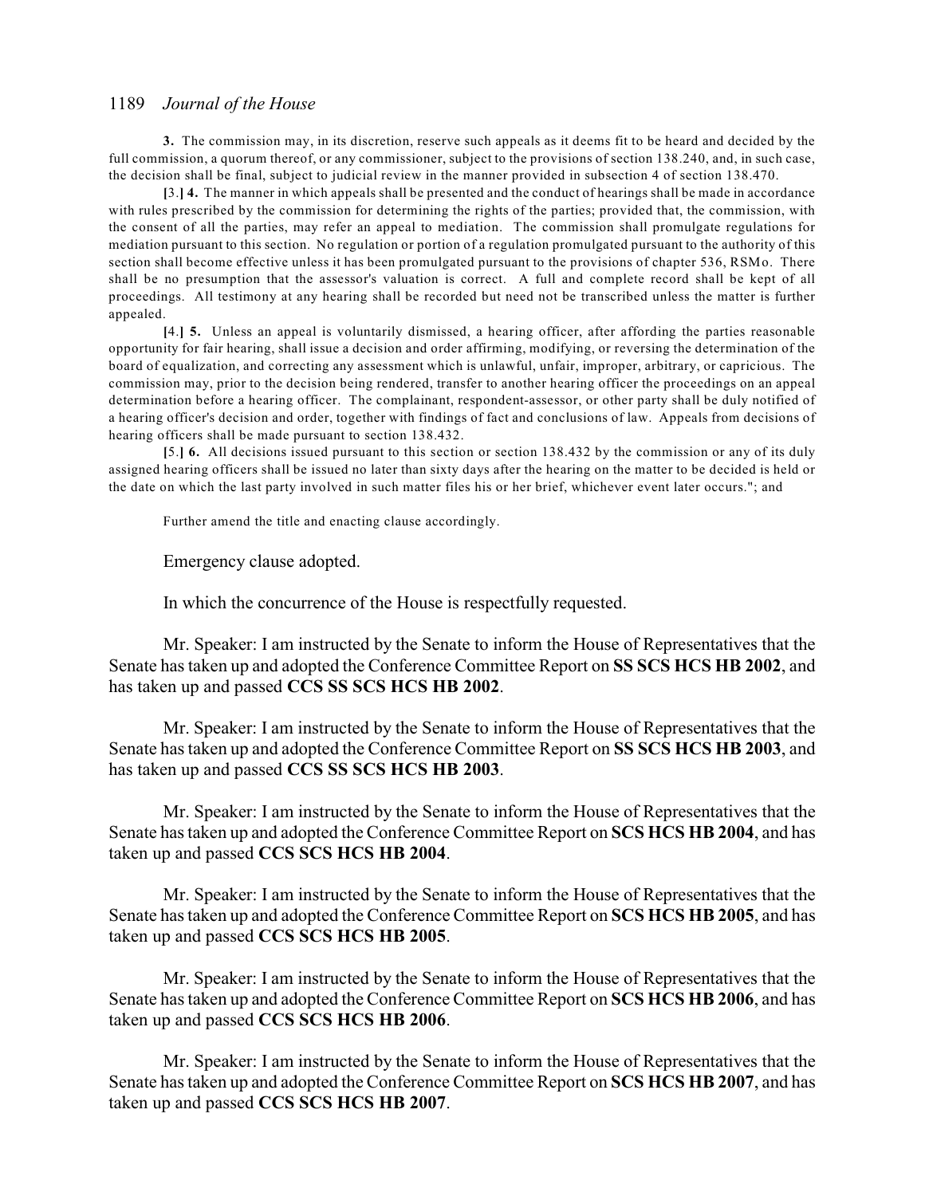**3.** The commission may, in its discretion, reserve such appeals as it deems fit to be heard and decided by the full commission, a quorum thereof, or any commissioner, subject to the provisions of section 138.240, and, in such case, the decision shall be final, subject to judicial review in the manner provided in subsection 4 of section 138.470.

**[**3.**] 4.** The manner in which appeals shall be presented and the conduct of hearings shall be made in accordance with rules prescribed by the commission for determining the rights of the parties; provided that, the commission, with the consent of all the parties, may refer an appeal to mediation. The commission shall promulgate regulations for mediation pursuant to this section. No regulation or portion of a regulation promulgated pursuant to the authority of this section shall become effective unless it has been promulgated pursuant to the provisions of chapter 536, RSMo. There shall be no presumption that the assessor's valuation is correct. A full and complete record shall be kept of all proceedings. All testimony at any hearing shall be recorded but need not be transcribed unless the matter is further appealed.

**[**4.**] 5.** Unless an appeal is voluntarily dismissed, a hearing officer, after affording the parties reasonable opportunity for fair hearing, shall issue a decision and order affirming, modifying, or reversing the determination of the board of equalization, and correcting any assessment which is unlawful, unfair, improper, arbitrary, or capricious. The commission may, prior to the decision being rendered, transfer to another hearing officer the proceedings on an appeal determination before a hearing officer. The complainant, respondent-assessor, or other party shall be duly notified of a hearing officer's decision and order, together with findings of fact and conclusions of law. Appeals from decisions of hearing officers shall be made pursuant to section 138.432.

**[**5.**] 6.** All decisions issued pursuant to this section or section 138.432 by the commission or any of its duly assigned hearing officers shall be issued no later than sixty days after the hearing on the matter to be decided is held or the date on which the last party involved in such matter files his or her brief, whichever event later occurs."; and

Further amend the title and enacting clause accordingly.

Emergency clause adopted.

In which the concurrence of the House is respectfully requested.

Mr. Speaker: I am instructed by the Senate to inform the House of Representatives that the Senate has taken up and adopted the Conference Committee Report on **SS SCS HCS HB 2002**, and has taken up and passed **CCS SS SCS HCS HB 2002**.

Mr. Speaker: I am instructed by the Senate to inform the House of Representatives that the Senate has taken up and adopted the Conference Committee Report on **SS SCS HCS HB 2003**, and has taken up and passed **CCS SS SCS HCS HB 2003**.

Mr. Speaker: I am instructed by the Senate to inform the House of Representatives that the Senate has taken up and adopted the Conference Committee Report on **SCS HCS HB 2004**, and has taken up and passed **CCS SCS HCS HB 2004**.

Mr. Speaker: I am instructed by the Senate to inform the House of Representatives that the Senate has taken up and adopted the Conference Committee Report on **SCS HCS HB 2005**, and has taken up and passed **CCS SCS HCS HB 2005**.

Mr. Speaker: I am instructed by the Senate to inform the House of Representatives that the Senate has taken up and adopted the Conference Committee Report on **SCS HCS HB 2006**, and has taken up and passed **CCS SCS HCS HB 2006**.

Mr. Speaker: I am instructed by the Senate to inform the House of Representatives that the Senate has taken up and adopted the Conference Committee Report on **SCS HCS HB 2007**, and has taken up and passed **CCS SCS HCS HB 2007**.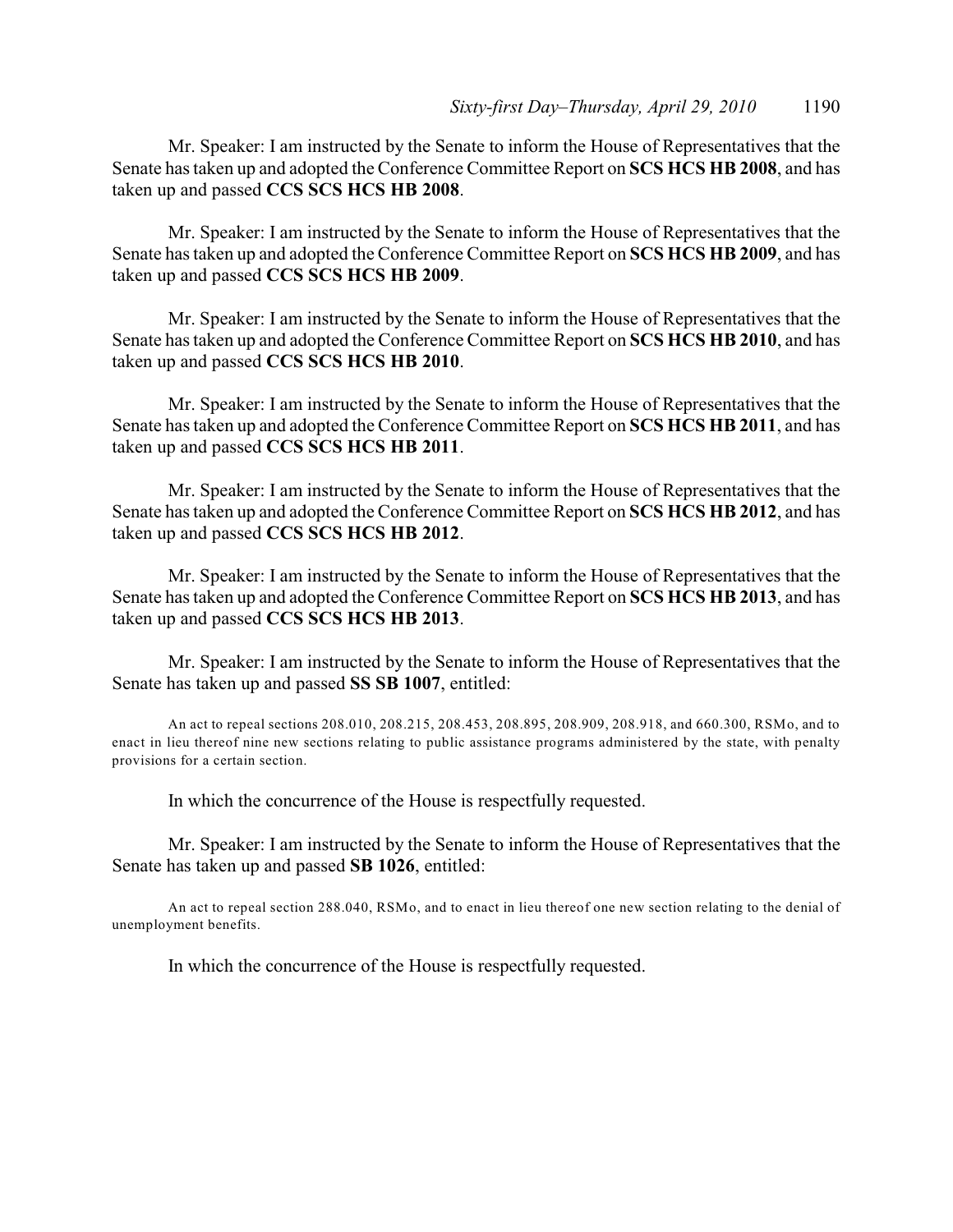Mr. Speaker: I am instructed by the Senate to inform the House of Representatives that the Senate has taken up and adopted the Conference Committee Report on **SCS HCS HB 2008**, and has taken up and passed **CCS SCS HCS HB 2008**.

Mr. Speaker: I am instructed by the Senate to inform the House of Representatives that the Senate has taken up and adopted the Conference Committee Report on **SCS HCS HB 2009**, and has taken up and passed **CCS SCS HCS HB 2009**.

Mr. Speaker: I am instructed by the Senate to inform the House of Representatives that the Senate has taken up and adopted the Conference Committee Report on **SCS HCS HB 2010**, and has taken up and passed **CCS SCS HCS HB 2010**.

Mr. Speaker: I am instructed by the Senate to inform the House of Representatives that the Senate has taken up and adopted the Conference Committee Report on **SCS HCS HB 2011**, and has taken up and passed **CCS SCS HCS HB 2011**.

Mr. Speaker: I am instructed by the Senate to inform the House of Representatives that the Senate has taken up and adopted the Conference Committee Report on **SCS HCS HB 2012**, and has taken up and passed **CCS SCS HCS HB 2012**.

Mr. Speaker: I am instructed by the Senate to inform the House of Representatives that the Senate has taken up and adopted the Conference Committee Report on **SCS HCS HB 2013**, and has taken up and passed **CCS SCS HCS HB 2013**.

Mr. Speaker: I am instructed by the Senate to inform the House of Representatives that the Senate has taken up and passed **SS SB 1007**, entitled:

An act to repeal sections 208.010, 208.215, 208.453, 208.895, 208.909, 208.918, and 660.300, RSMo, and to enact in lieu thereof nine new sections relating to public assistance programs administered by the state, with penalty provisions for a certain section.

In which the concurrence of the House is respectfully requested.

Mr. Speaker: I am instructed by the Senate to inform the House of Representatives that the Senate has taken up and passed **SB 1026**, entitled:

An act to repeal section 288.040, RSMo, and to enact in lieu thereof one new section relating to the denial of unemployment benefits.

In which the concurrence of the House is respectfully requested.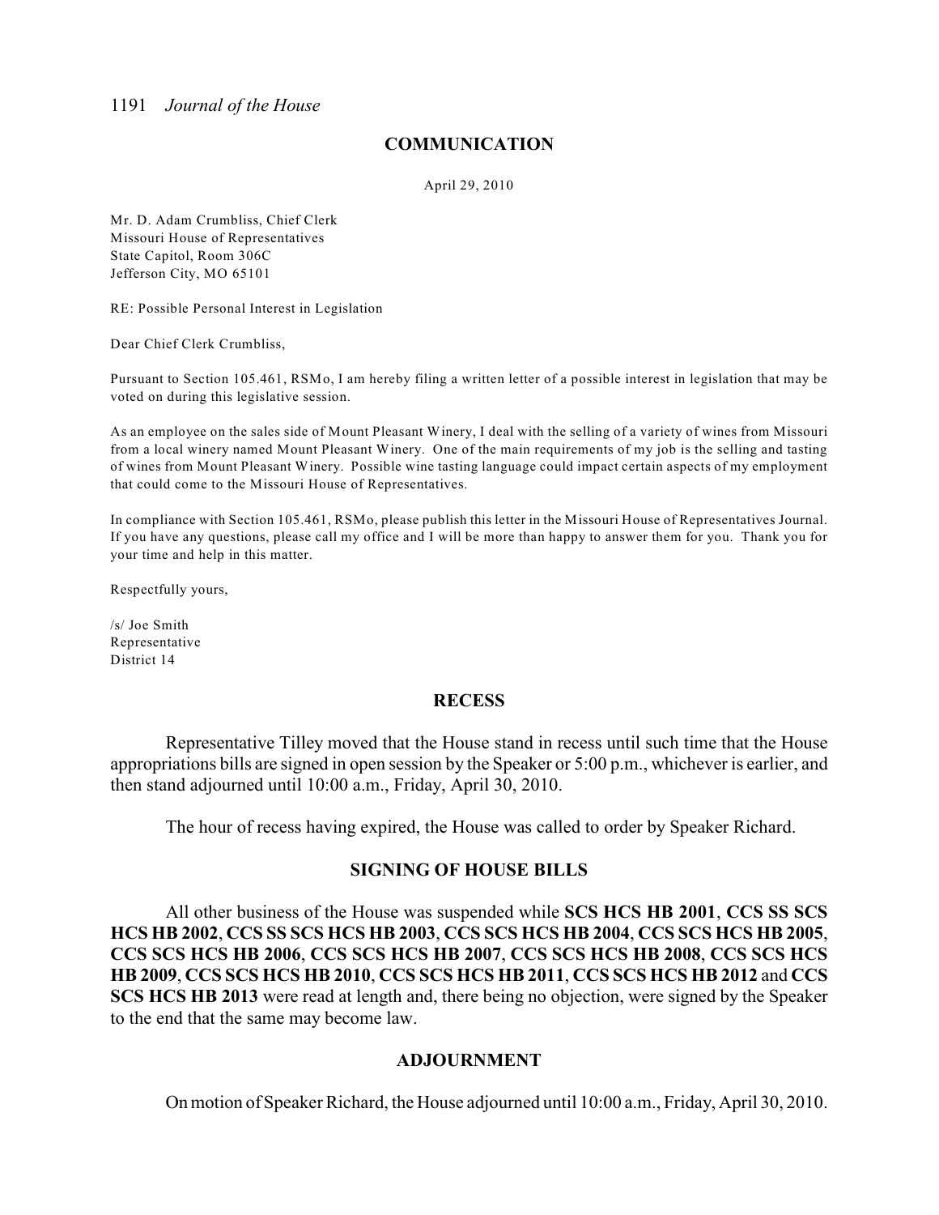## COMMUNICATION

April 29, 2010

Mr. D. Adam Crumbliss, Chief Clerk
Missouri House of Representatives
State Capitol, Room 306C
Jefferson City, MO 65101

RE: Possible Personal Interest in Legislation

Dear Chief Clerk Crumbliss,

Pursuant to Section 105.461, RSMo, I am hereby filing a written letter of a possible interest in legislation that may be voted on during this legislative session.

As an employee on the sales side of Mount Pleasant Winery, I deal with the selling of a variety of wines from Missouri from a local winery named Mount Pleasant Winery. One of the main requirements of my job is the selling and tasting of wines from Mount Pleasant Winery. Possible wine tasting language could impact certain aspects of my employment that could come to the Missouri House of Representatives.

In compliance with Section 105.461, RSMo, please publish this letter in the Missouri House of Representatives Journal. If you have any questions, please call my office and I will be more than happy to answer them for you. Thank you for your time and help in this matter.

Respectfully yours,

/s/ Joe Smith
Representative
District 14

## RECESS

Representative Tilley moved that the House stand in recess until such time that the House appropriations bills are signed in open session by the Speaker or 5:00 p.m., whichever is earlier, and then stand adjourned until 10:00 a.m., Friday, April 30, 2010.

The hour of recess having expired, the House was called to order by Speaker Richard.

## SIGNING OF HOUSE BILLS

All other business of the House was suspended while **SCS HCS HB 2001**, **CCS SS SCS HCS HB 2002**, **CCS SS SCS HCS HB 2003**, **CCS SCS HCS HB 2004**, **CCS SCS HCS HB 2005**, **CCS SCS HCS HB 2006**, **CCS SCS HCS HB 2007**, **CCS SCS HCS HB 2008**, **CCS SCS HCS HB 2009**, **CCS SCS HCS HB 2010**, **CCS SCS HCS HB 2011**, **CCS SCS HCS HB 2012** and **CCS SCS HCS HB 2013** were read at length and, there being no objection, were signed by the Speaker to the end that the same may become law.

## ADJOURNMENT

On motion of Speaker Richard, the House adjourned until 10:00 a.m., Friday, April 30, 2010.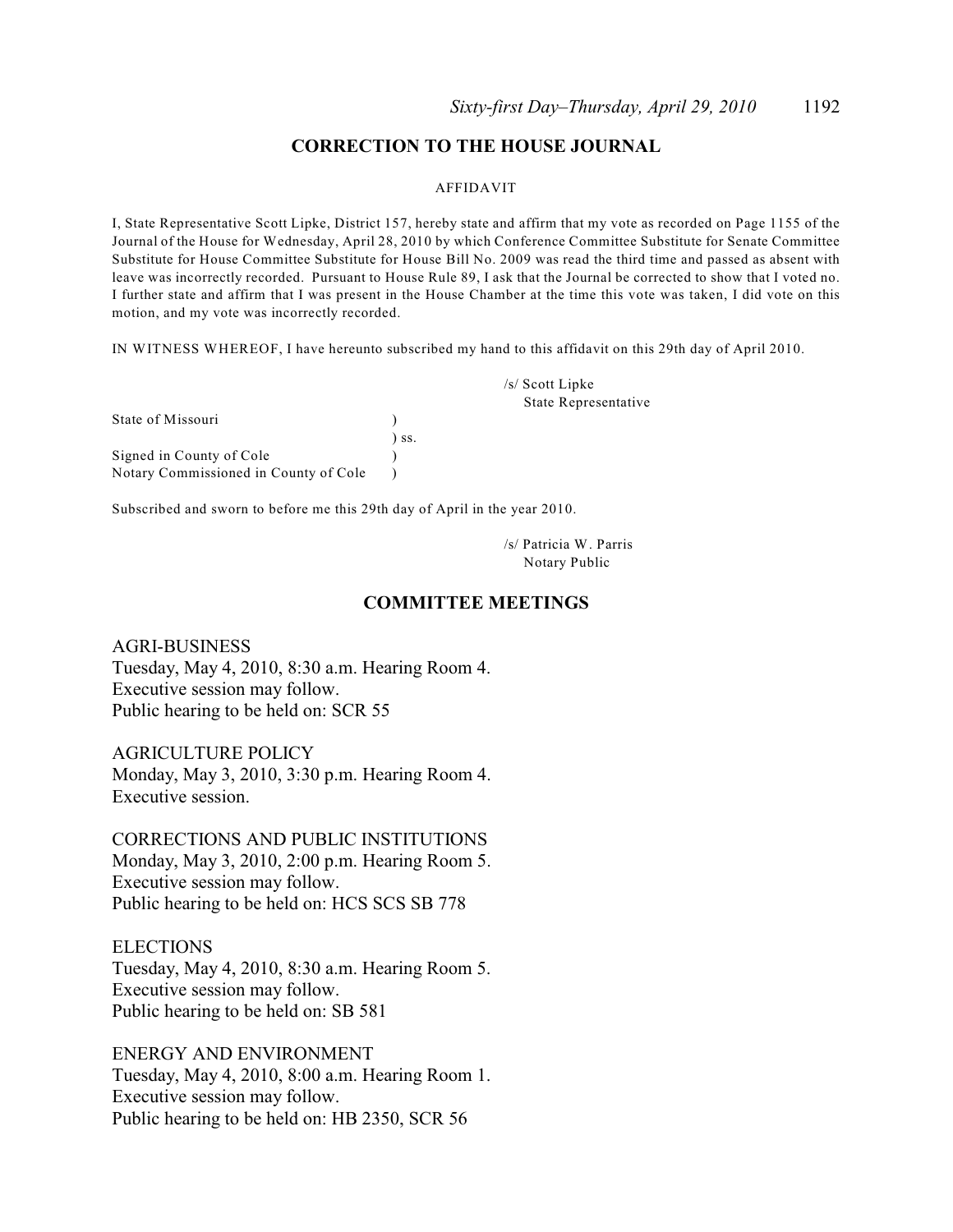## CORRECTION TO THE HOUSE JOURNAL

AFFIDAVIT

I, State Representative Scott Lipke, District 157, hereby state and affirm that my vote as recorded on Page 1155 of the Journal of the House for Wednesday, April 28, 2010 by which Conference Committee Substitute for Senate Committee Substitute for House Committee Substitute for House Bill No. 2009 was read the third time and passed as absent with leave was incorrectly recorded. Pursuant to House Rule 89, I ask that the Journal be corrected to show that I voted no. I further state and affirm that I was present in the House Chamber at the time this vote was taken, I did vote on this motion, and my vote was incorrectly recorded.

IN WITNESS WHEREOF, I have hereunto subscribed my hand to this affidavit on this 29th day of April 2010.

/s/ Scott Lipke
State Representative

State of Missouri )
) ss.
Signed in County of Cole )
Notary Commissioned in County of Cole )

Subscribed and sworn to before me this 29th day of April in the year 2010.

/s/ Patricia W. Parris
Notary Public

## COMMITTEE MEETINGS

AGRI-BUSINESS
Tuesday, May 4, 2010, 8:30 a.m. Hearing Room 4.
Executive session may follow.
Public hearing to be held on: SCR 55

AGRICULTURE POLICY
Monday, May 3, 2010, 3:30 p.m. Hearing Room 4.
Executive session.

CORRECTIONS AND PUBLIC INSTITUTIONS
Monday, May 3, 2010, 2:00 p.m. Hearing Room 5.
Executive session may follow.
Public hearing to be held on: HCS SCS SB 778

ELECTIONS
Tuesday, May 4, 2010, 8:30 a.m. Hearing Room 5.
Executive session may follow.
Public hearing to be held on: SB 581

ENERGY AND ENVIRONMENT
Tuesday, May 4, 2010, 8:00 a.m. Hearing Room 1.
Executive session may follow.
Public hearing to be held on: HB 2350, SCR 56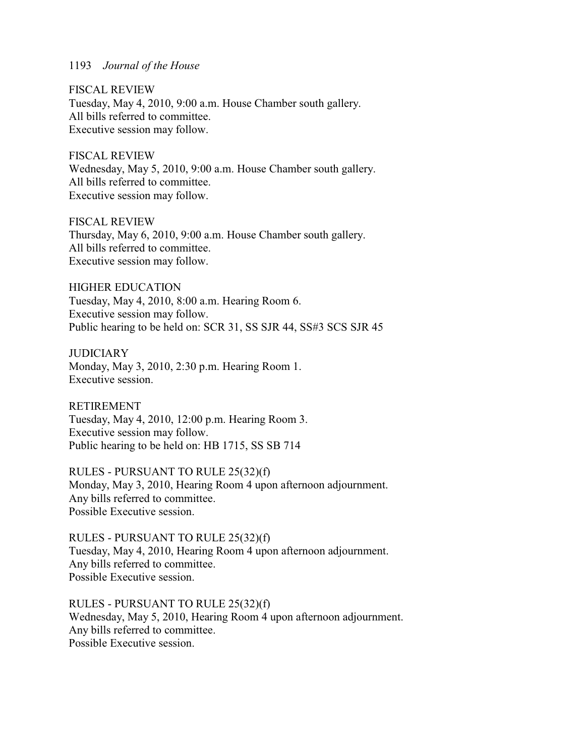FISCAL REVIEW
Tuesday, May 4, 2010, 9:00 a.m. House Chamber south gallery.
All bills referred to committee.
Executive session may follow.

FISCAL REVIEW
Wednesday, May 5, 2010, 9:00 a.m. House Chamber south gallery.
All bills referred to committee.
Executive session may follow.

FISCAL REVIEW
Thursday, May 6, 2010, 9:00 a.m. House Chamber south gallery.
All bills referred to committee.
Executive session may follow.

HIGHER EDUCATION
Tuesday, May 4, 2010, 8:00 a.m. Hearing Room 6.
Executive session may follow.
Public hearing to be held on: SCR 31, SS SJR 44, SS#3 SCS SJR 45

JUDICIARY
Monday, May 3, 2010, 2:30 p.m. Hearing Room 1.
Executive session.

RETIREMENT
Tuesday, May 4, 2010, 12:00 p.m. Hearing Room 3.
Executive session may follow.
Public hearing to be held on: HB 1715, SS SB 714

RULES - PURSUANT TO RULE 25(32)(f)
Monday, May 3, 2010, Hearing Room 4 upon afternoon adjournment.
Any bills referred to committee.
Possible Executive session.

RULES - PURSUANT TO RULE 25(32)(f)
Tuesday, May 4, 2010, Hearing Room 4 upon afternoon adjournment.
Any bills referred to committee.
Possible Executive session.

RULES - PURSUANT TO RULE 25(32)(f)
Wednesday, May 5, 2010, Hearing Room 4 upon afternoon adjournment.
Any bills referred to committee.
Possible Executive session.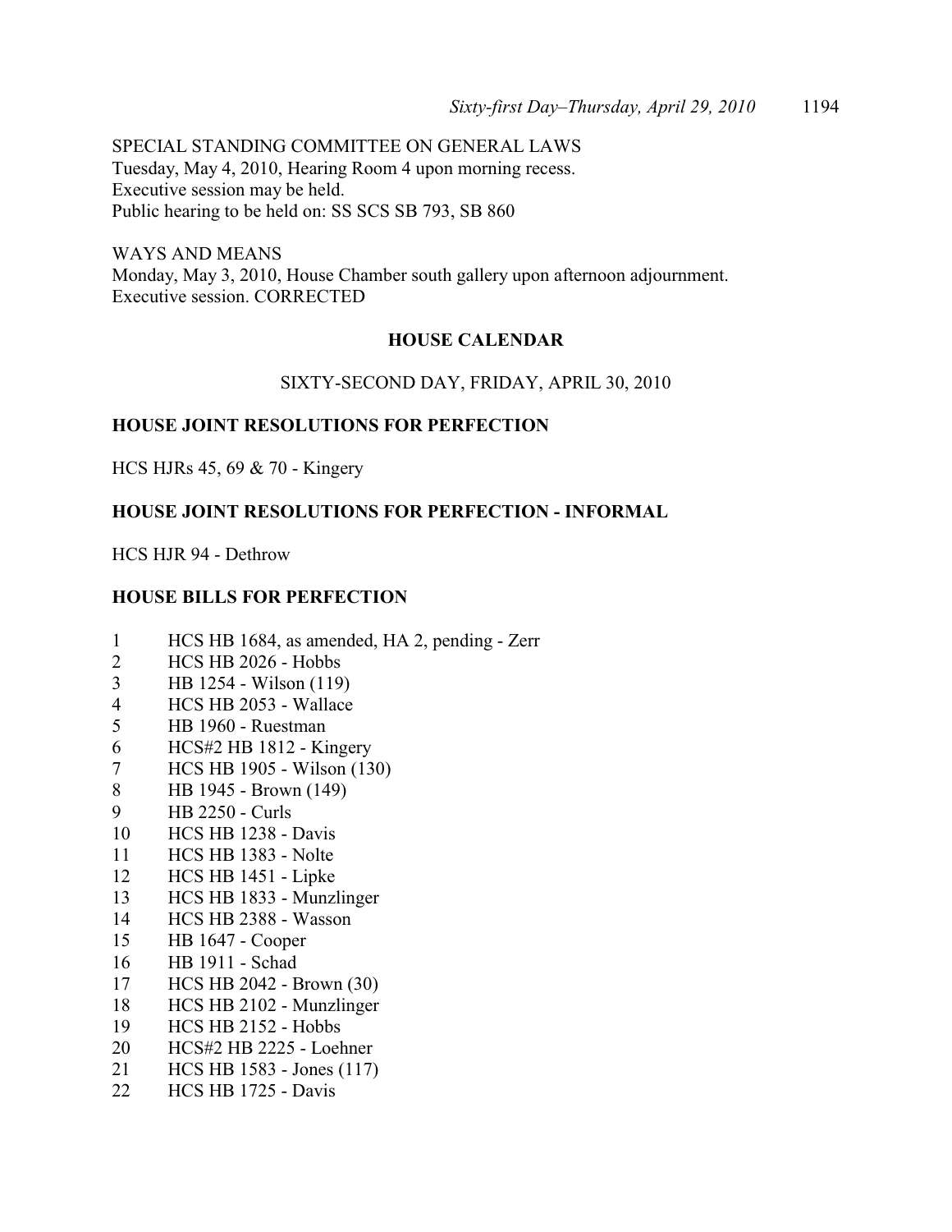SPECIAL STANDING COMMITTEE ON GENERAL LAWS
Tuesday, May 4, 2010, Hearing Room 4 upon morning recess.
Executive session may be held.
Public hearing to be held on: SS SCS SB 793, SB 860

WAYS AND MEANS
Monday, May 3, 2010, House Chamber south gallery upon afternoon adjournment.
Executive session. CORRECTED

**HOUSE CALENDAR**

SIXTY-SECOND DAY, FRIDAY, APRIL 30, 2010

**HOUSE JOINT RESOLUTIONS FOR PERFECTION**

HCS HJRs 45, 69 & 70 - Kingery

**HOUSE JOINT RESOLUTIONS FOR PERFECTION - INFORMAL**

HCS HJR 94 - Dethrow

**HOUSE BILLS FOR PERFECTION**

1 HCS HB 1684, as amended, HA 2, pending - Zerr
2 HCS HB 2026 - Hobbs
3 HB 1254 - Wilson (119)
4 HCS HB 2053 - Wallace
5 HB 1960 - Ruestman
6 HCS#2 HB 1812 - Kingery
7 HCS HB 1905 - Wilson (130)
8 HB 1945 - Brown (149)
9 HB 2250 - Curls
10 HCS HB 1238 - Davis
11 HCS HB 1383 - Nolte
12 HCS HB 1451 - Lipke
13 HCS HB 1833 - Munzlinger
14 HCS HB 2388 - Wasson
15 HB 1647 - Cooper
16 HB 1911 - Schad
17 HCS HB 2042 - Brown (30)
18 HCS HB 2102 - Munzlinger
19 HCS HB 2152 - Hobbs
20 HCS#2 HB 2225 - Loehner
21 HCS HB 1583 - Jones (117)
22 HCS HB 1725 - Davis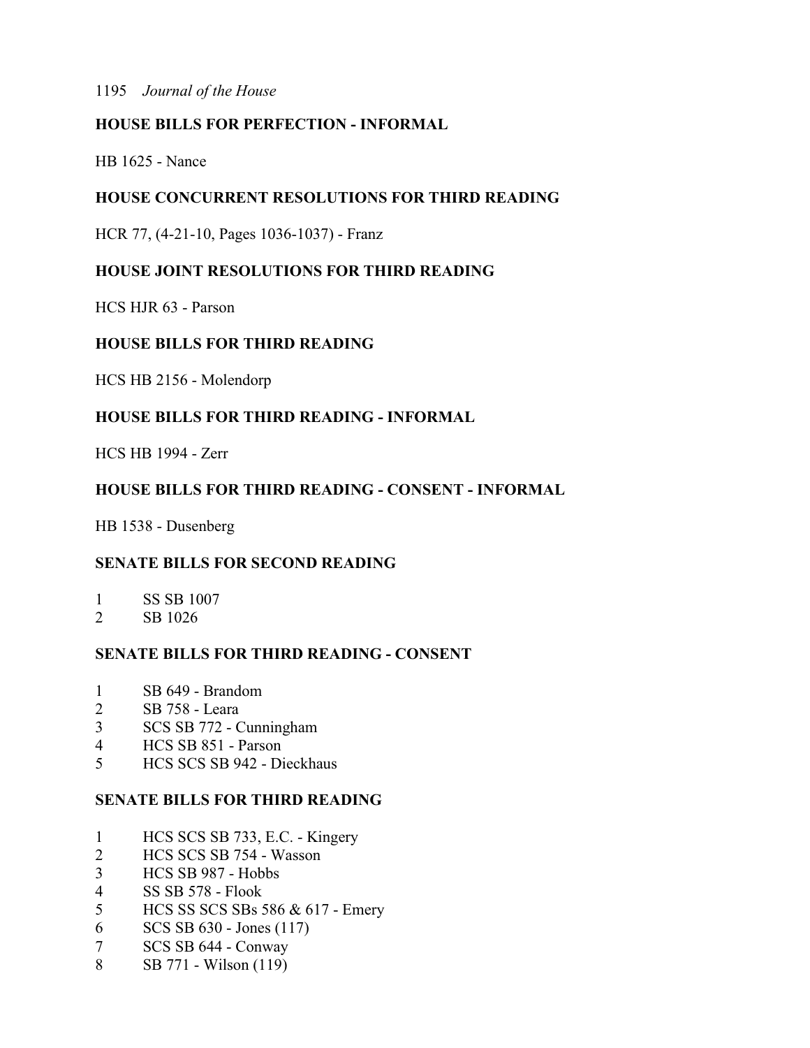**HOUSE BILLS FOR PERFECTION - INFORMAL**

HB 1625 - Nance

**HOUSE CONCURRENT RESOLUTIONS FOR THIRD READING**

HCR 77, (4-21-10, Pages 1036-1037) - Franz

**HOUSE JOINT RESOLUTIONS FOR THIRD READING**

HCS HJR 63 - Parson

**HOUSE BILLS FOR THIRD READING**

HCS HB 2156 - Molendorp

**HOUSE BILLS FOR THIRD READING - INFORMAL**

HCS HB 1994 - Zerr

**HOUSE BILLS FOR THIRD READING - CONSENT - INFORMAL**

HB 1538 - Dusenberg

**SENATE BILLS FOR SECOND READING**

1 SS SB 1007
2 SB 1026

**SENATE BILLS FOR THIRD READING - CONSENT**

1 SB 649 - Brandom
2 SB 758 - Leara
3 SCS SB 772 - Cunningham
4 HCS SB 851 - Parson
5 HCS SCS SB 942 - Dieckhaus

**SENATE BILLS FOR THIRD READING**

1 HCS SCS SB 733, E.C. - Kingery
2 HCS SCS SB 754 - Wasson
3 HCS SB 987 - Hobbs
4 SS SB 578 - Flook
5 HCS SS SCS SBs 586 & 617 - Emery
6 SCS SB 630 - Jones (117)
7 SCS SB 644 - Conway
8 SB 771 - Wilson (119)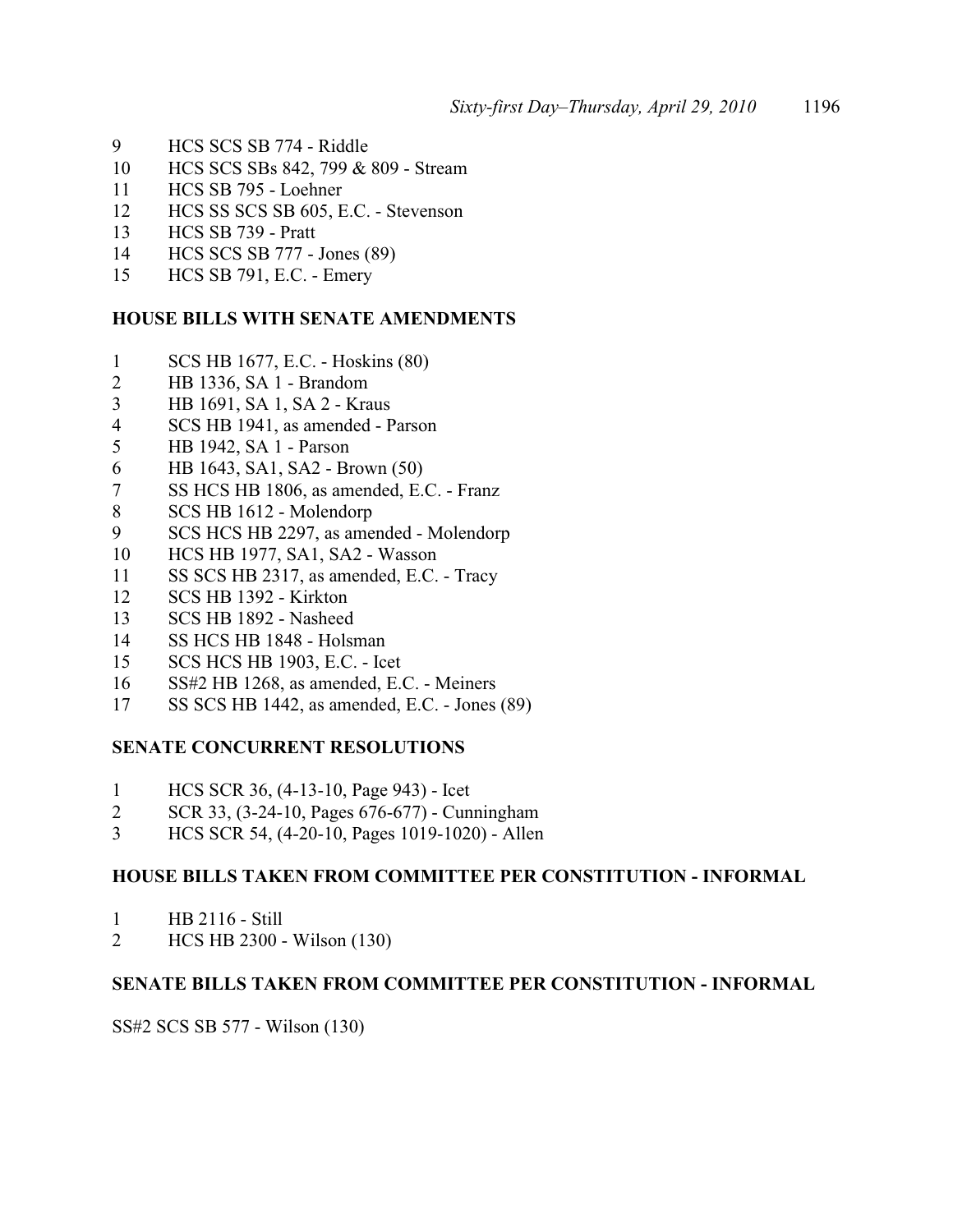9 HCS SCS SB 774 - Riddle
10 HCS SCS SBs 842, 799 & 809 - Stream
11 HCS SB 795 - Loehner
12 HCS SS SCS SB 605, E.C. - Stevenson
13 HCS SB 739 - Pratt
14 HCS SCS SB 777 - Jones (89)
15 HCS SB 791, E.C. - Emery

**HOUSE BILLS WITH SENATE AMENDMENTS**

1 SCS HB 1677, E.C. - Hoskins (80)
2 HB 1336, SA 1 - Brandom
3 HB 1691, SA 1, SA 2 - Kraus
4 SCS HB 1941, as amended - Parson
5 HB 1942, SA 1 - Parson
6 HB 1643, SA1, SA2 - Brown (50)
7 SS HCS HB 1806, as amended, E.C. - Franz
8 SCS HB 1612 - Molendorp
9 SCS HCS HB 2297, as amended - Molendorp
10 HCS HB 1977, SA1, SA2 - Wasson
11 SS SCS HB 2317, as amended, E.C. - Tracy
12 SCS HB 1392 - Kirkton
13 SCS HB 1892 - Nasheed
14 SS HCS HB 1848 - Holsman
15 SCS HCS HB 1903, E.C. - Icet
16 SS#2 HB 1268, as amended, E.C. - Meiners
17 SS SCS HB 1442, as amended, E.C. - Jones (89)

**SENATE CONCURRENT RESOLUTIONS**

1 HCS SCR 36, (4-13-10, Page 943) - Icet
2 SCR 33, (3-24-10, Pages 676-677) - Cunningham
3 HCS SCR 54, (4-20-10, Pages 1019-1020) - Allen

**HOUSE BILLS TAKEN FROM COMMITTEE PER CONSTITUTION - INFORMAL**

1 HB 2116 - Still
2 HCS HB 2300 - Wilson (130)

**SENATE BILLS TAKEN FROM COMMITTEE PER CONSTITUTION - INFORMAL**

SS#2 SCS SB 577 - Wilson (130)